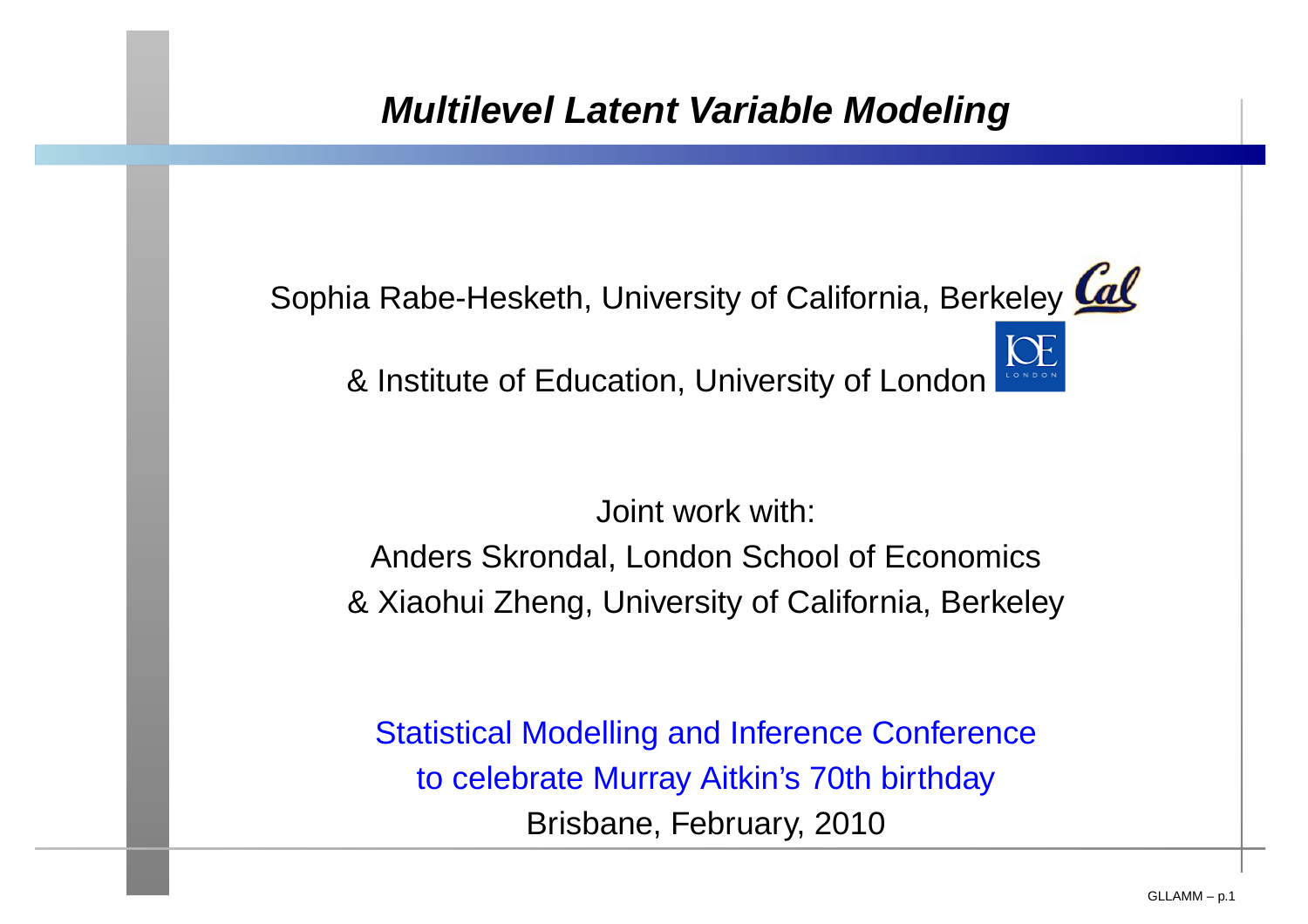# *Multilevel Latent Variable Modeling*

Sophia Rabe-Hesketh, University of California, Berkeley

& Institute of Education, University of London

Joint work with:

Anders Skrondal, London School of Economics

& Xiaohui Zheng, University of California, Berkeley

Statistical Modelling and Inference Conference

to celebrate Murray Aitkin's 70th birthday

Brisbane, February, 2010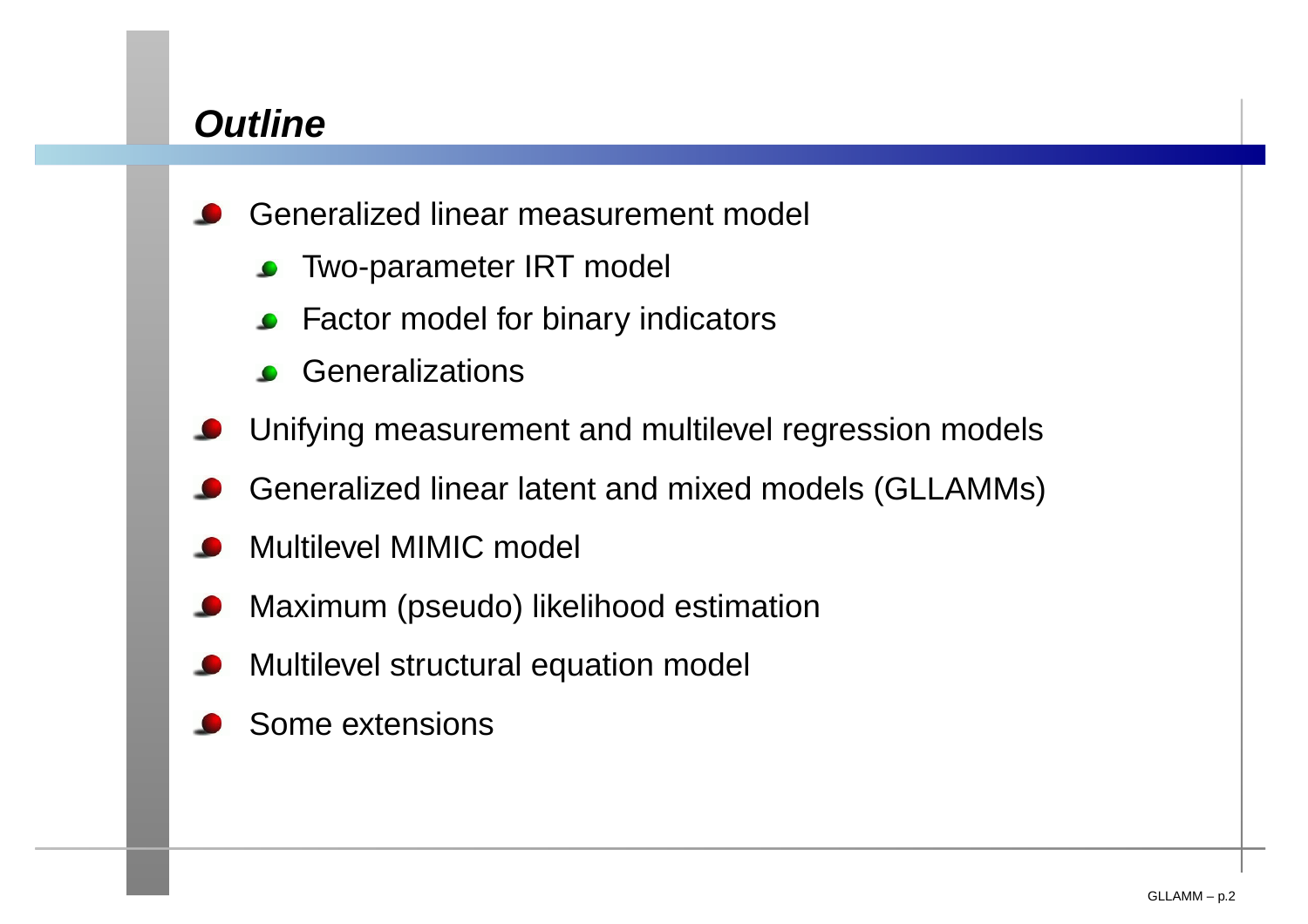## *Outline*

- Generalized linear measurement model
  - Two-parameter IRT model
  - Factor model for binary indicators
  - Generalizations
- Unifying measurement and multilevel regression models
- Generalized linear latent and mixed models (GLLAMMs)
- Multilevel MIMIC model
- Maximum (pseudo) likelihood estimation
- Multilevel structural equation model
- Some extensions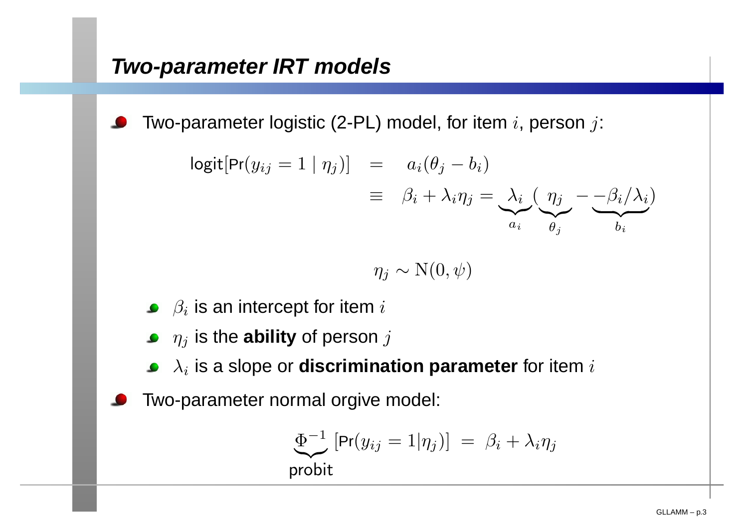## Two-parameter IRT models

- Two-parameter logistic (2-PL) model, for item $i$, person $j$:

$$
\begin{aligned}
\text{logit}[\text{Pr}(y_{ij} = 1 \mid \eta_j)] &= a_i(\theta_j - b_i) \\
&\equiv \beta_i + \lambda_i \eta_j = \underbrace{\lambda_i}_{a_i}(\underbrace{\eta_j}_{\theta_j} - \underbrace{-\beta_i/\lambda_i}_{b_i})
\end{aligned}
$$

$$
\eta_j \sim \text{N}(0, \psi)
$$

  - $\beta_i$ is an intercept for item $i$
  - $\eta_j$ is the **ability** of person $j$
  - $\lambda_i$ is a slope or **discrimination parameter** for item $i$

- Two-parameter normal orgive model:

$$
\underbrace{\Phi^{-1}}_{\text{probit}} [\text{Pr}(y_{ij} = 1 \mid \eta_j)] = \beta_i + \lambda_i \eta_j
$$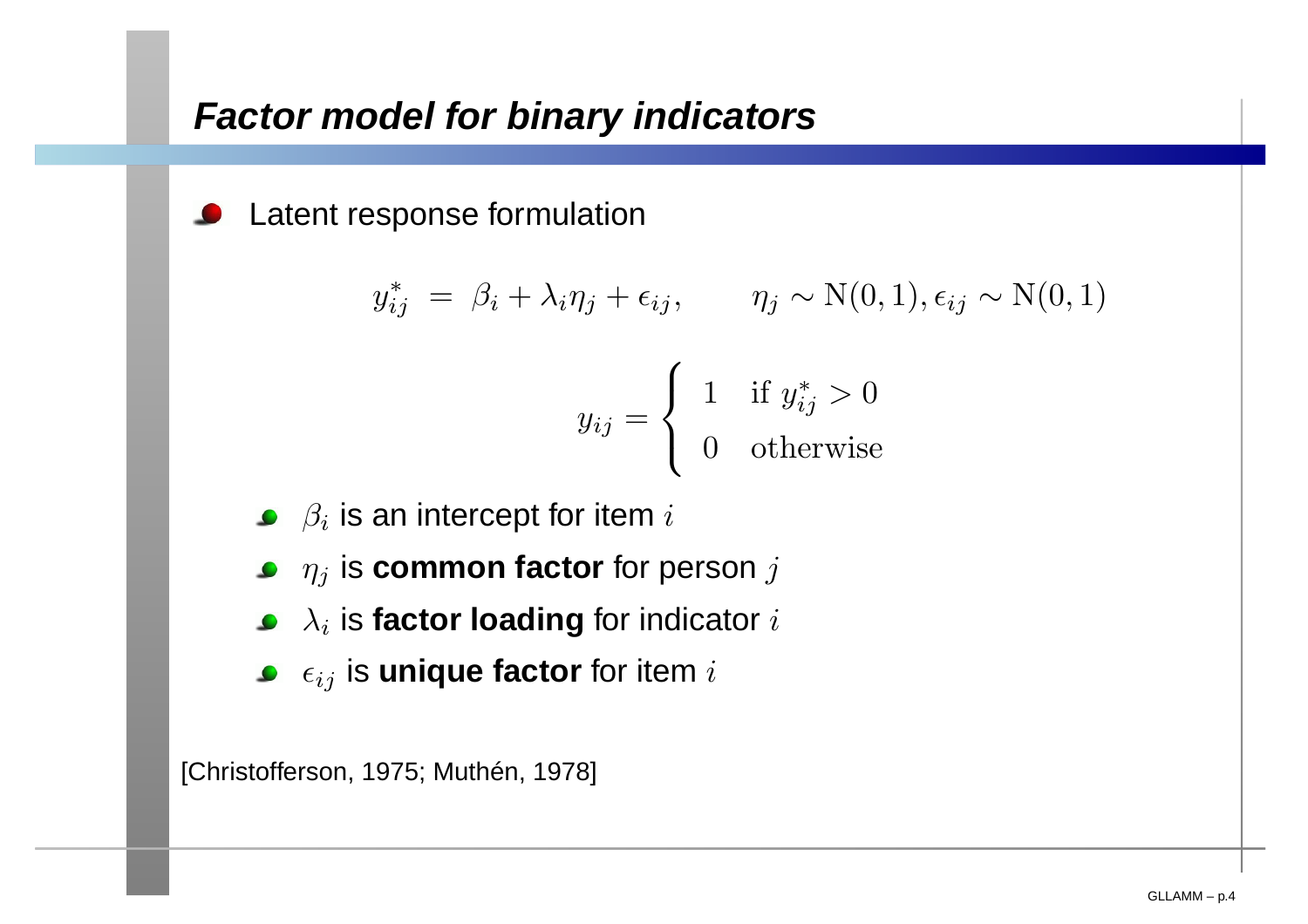## Factor model for binary indicators

- Latent response formulation

$$y_{ij}^* = \beta_i + \lambda_i \eta_j + \epsilon_{ij}, \qquad \eta_j \sim \mathrm{N}(0,1), \epsilon_{ij} \sim \mathrm{N}(0,1)$$

$$y_{ij} = \begin{cases} 1 & \text{if } y_{ij}^* > 0 \\ 0 & \text{otherwise} \end{cases}$$

  - $\beta_i$ is an intercept for item $i$
  - $\eta_j$ is **common factor** for person $j$
  - $\lambda_i$ is **factor loading** for indicator $i$
  - $\epsilon_{ij}$ is **unique factor** for item $i$

[Christofferson, 1975; Muthén, 1978]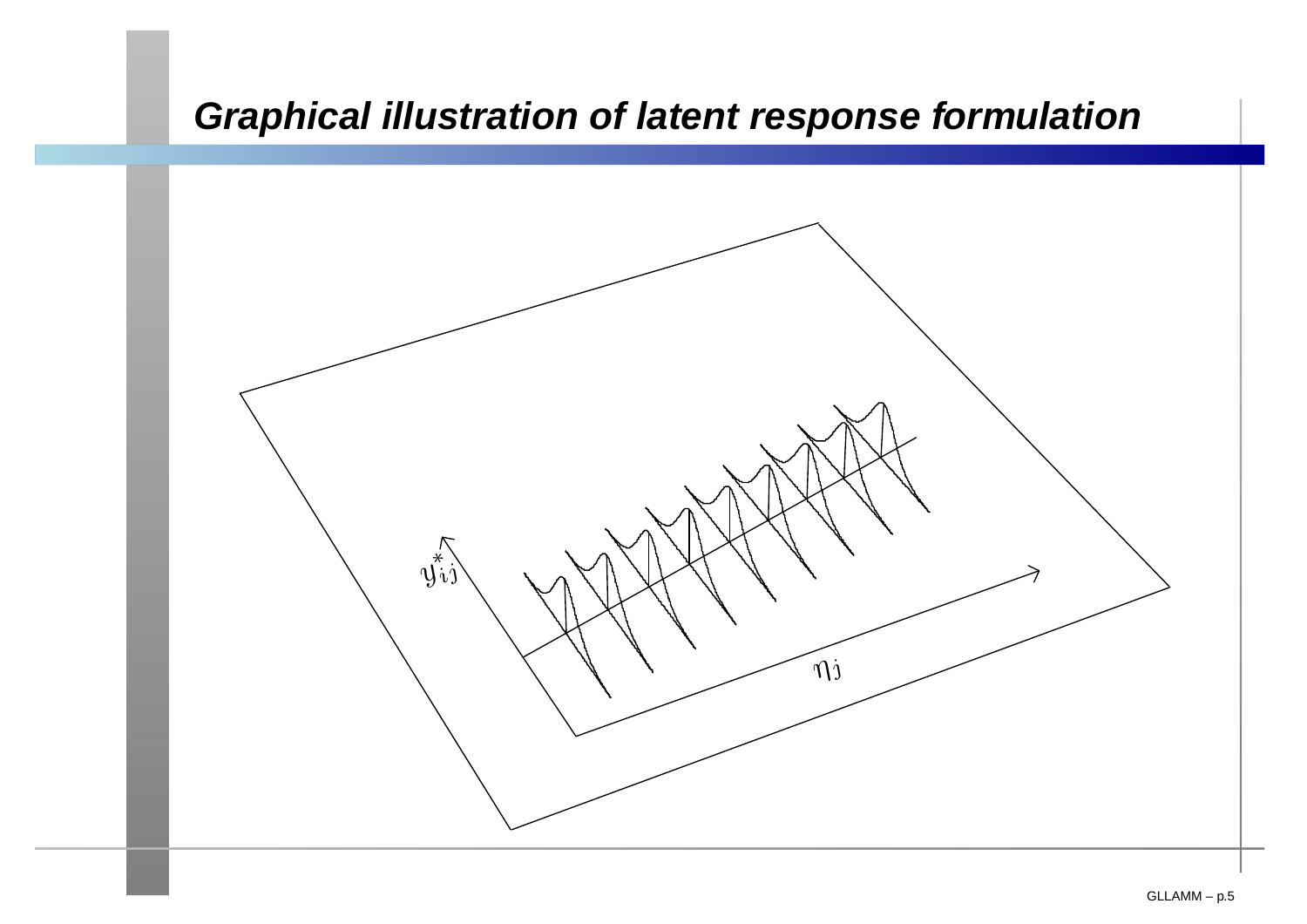## *Graphical illustration of latent response formulation*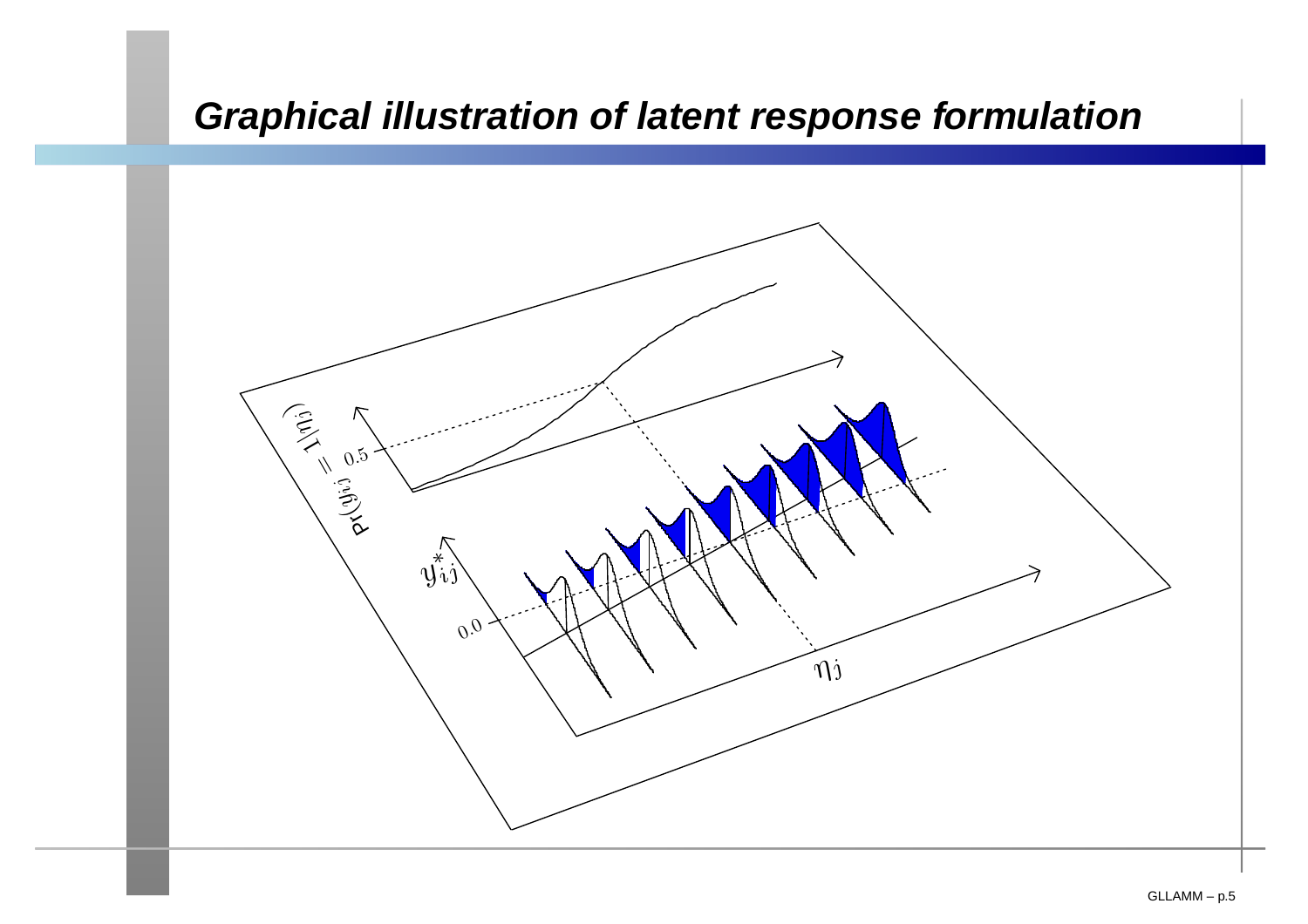# Graphical illustration of latent response formulation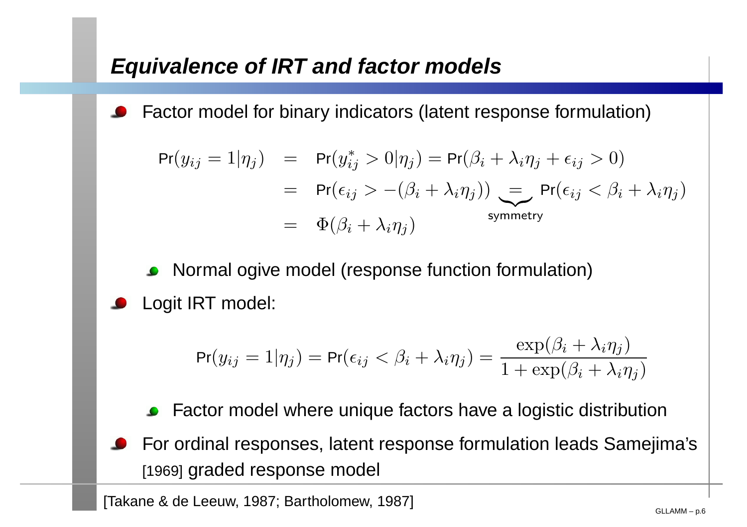## *Equivalence of IRT and factor models*

- Factor model for binary indicators (latent response formulation)

$$
\begin{aligned}
\text{Pr}(y_{ij} = 1|\eta_j) &= \text{Pr}(y^*_{ij} > 0|\eta_j) = \text{Pr}(\beta_i + \lambda_i\eta_j + \epsilon_{ij} > 0) \\
&= \text{Pr}(\epsilon_{ij} > -(\beta_i + \lambda_i\eta_j)) \underbrace{=}_{\text{symmetry}} \text{Pr}(\epsilon_{ij} < \beta_i + \lambda_i\eta_j) \\
&= \Phi(\beta_i + \lambda_i\eta_j)
\end{aligned}
$$

  - Normal ogive model (response function formulation)

- Logit IRT model:

$$
\text{Pr}(y_{ij} = 1|\eta_j) = \text{Pr}(\epsilon_{ij} < \beta_i + \lambda_i\eta_j) = \frac{\exp(\beta_i + \lambda_i\eta_j)}{1 + \exp(\beta_i + \lambda_i\eta_j)}
$$

  - Factor model where unique factors have a logistic distribution

- For ordinal responses, latent response formulation leads Samejima's [1969] graded response model

[Takane & de Leeuw, 1987; Bartholomew, 1987]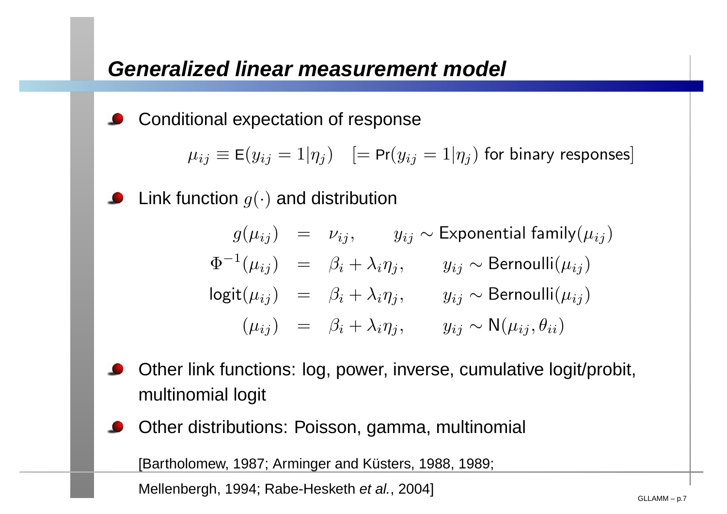## Generalized linear measurement model

- Conditional expectation of response

$$\mu_{ij} \equiv \mathsf{E}(y_{ij} = 1|\eta_j) \quad [= \mathsf{Pr}(y_{ij} = 1|\eta_j) \text{ for binary responses}]$$

- Link function $g(\cdot)$ and distribution

$$\begin{aligned}
g(\mu_{ij}) &= \nu_{ij}, & y_{ij} &\sim \text{Exponential family}(\mu_{ij}) \\
\Phi^{-1}(\mu_{ij}) &= \beta_i + \lambda_i \eta_j, & y_{ij} &\sim \text{Bernoulli}(\mu_{ij}) \\
\text{logit}(\mu_{ij}) &= \beta_i + \lambda_i \eta_j, & y_{ij} &\sim \text{Bernoulli}(\mu_{ij}) \\
(\mu_{ij}) &= \beta_i + \lambda_i \eta_j, & y_{ij} &\sim \mathsf{N}(\mu_{ij}, \theta_{ii})
\end{aligned}$$

- Other link functions: log, power, inverse, cumulative logit/probit, multinomial logit
- Other distributions: Poisson, gamma, multinomial

[Bartholomew, 1987; Arminger and Küsters, 1988, 1989; Mellenbergh, 1994; Rabe-Hesketh *et al.*, 2004]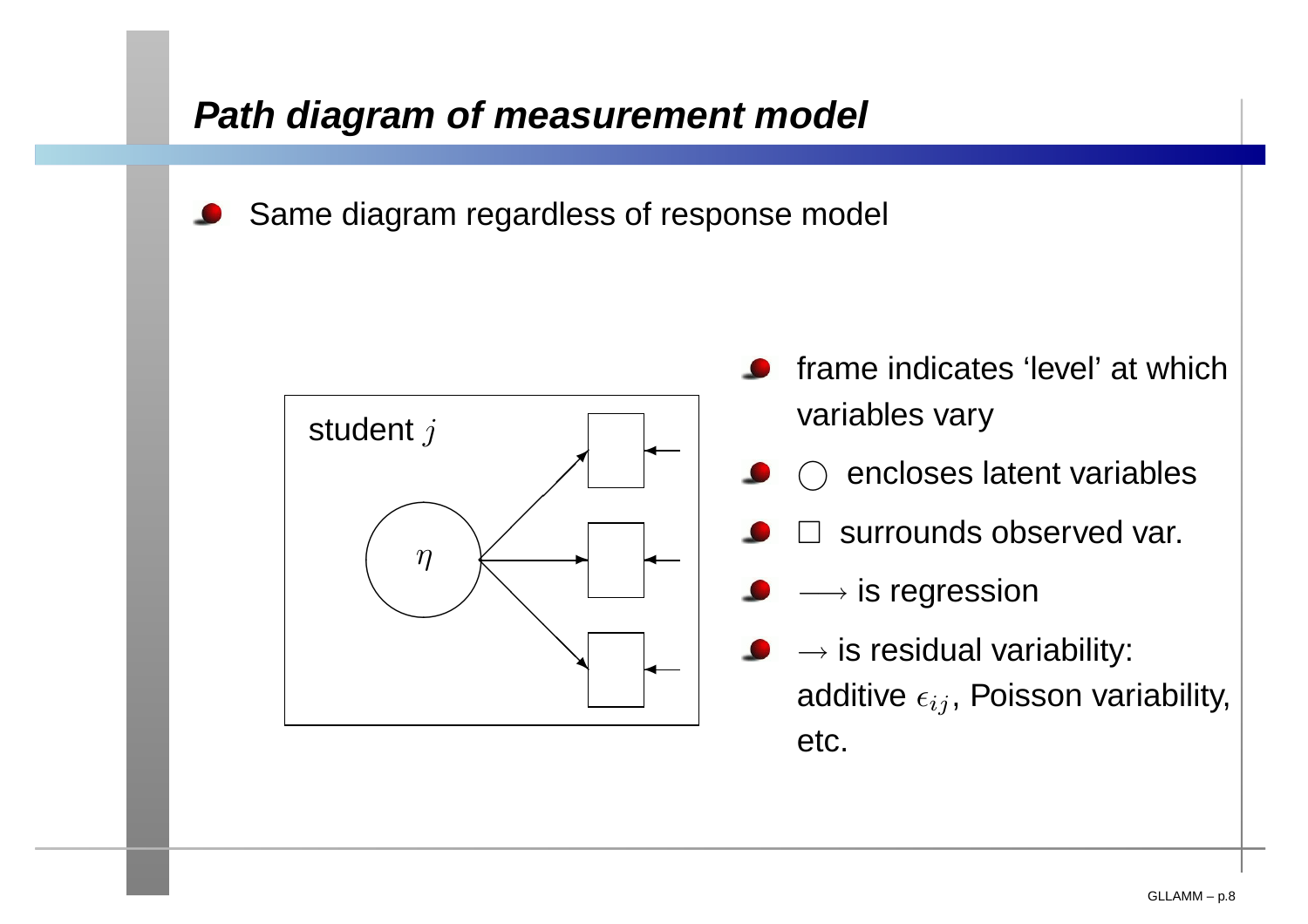## Path diagram of measurement model

- Same diagram regardless of response model

- frame indicates ‘level’ at which variables vary
- ○ encloses latent variables
- □ surrounds observed var.
- $\longrightarrow$ is regression
- $\rightarrow$ is residual variability: additive $\epsilon_{ij}$, Poisson variability, etc.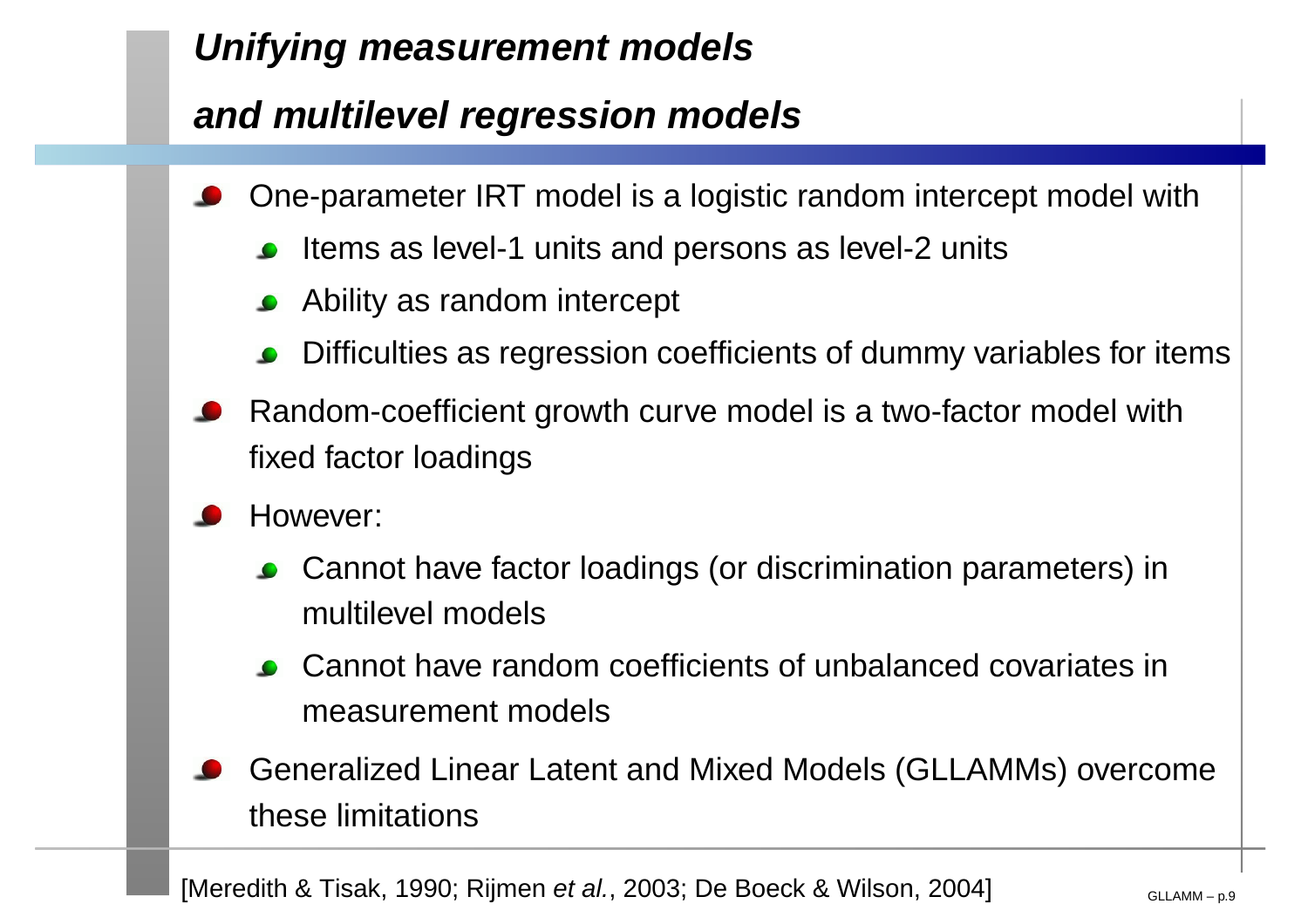## *Unifying measurement models and multilevel regression models*

- One-parameter IRT model is a logistic random intercept model with
  - Items as level-1 units and persons as level-2 units
  - Ability as random intercept
  - Difficulties as regression coefficients of dummy variables for items
- Random-coefficient growth curve model is a two-factor model with fixed factor loadings
- However:
  - Cannot have factor loadings (or discrimination parameters) in multilevel models
  - Cannot have random coefficients of unbalanced covariates in measurement models
- Generalized Linear Latent and Mixed Models (GLLAMMs) overcome these limitations

[Meredith & Tisak, 1990; Rijmen *et al.*, 2003; De Boeck & Wilson, 2004]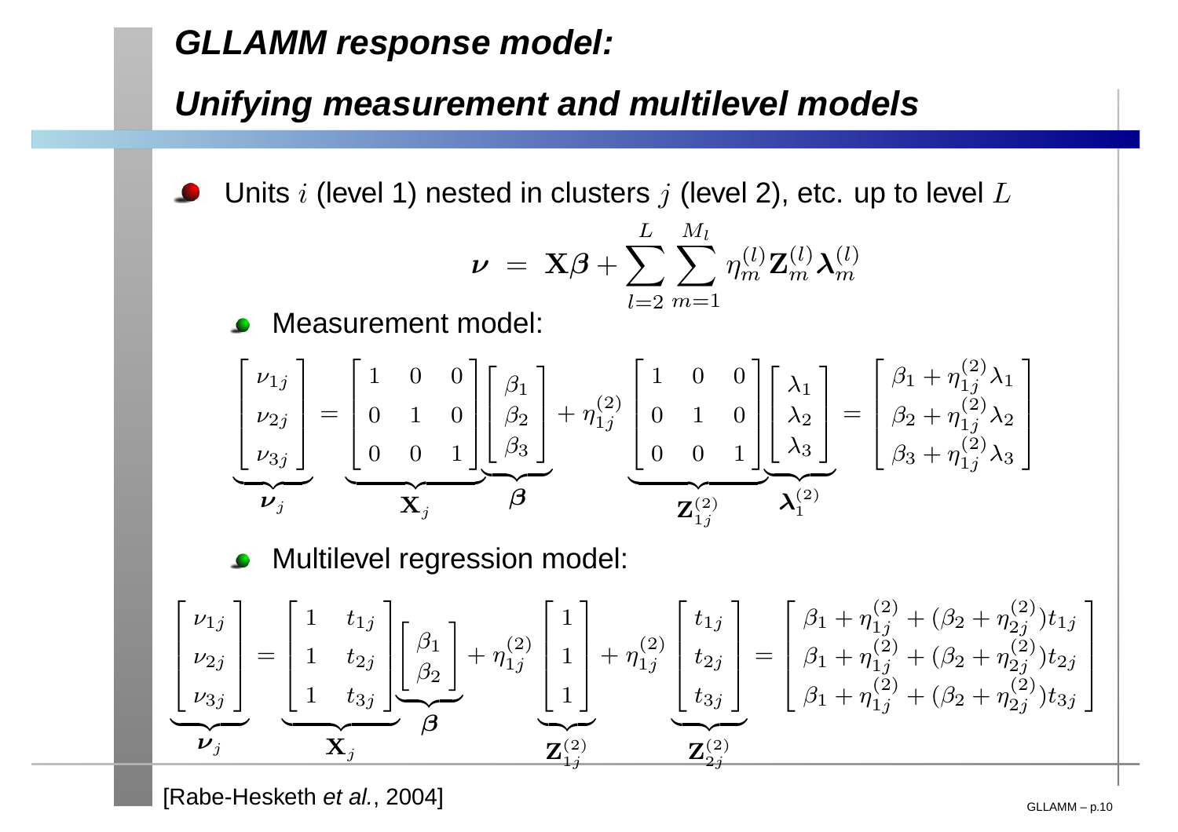## GLLAMM response model:

## Unifying measurement and multilevel models

- Units $i$ (level 1) nested in clusters $j$ (level 2), etc. up to level $L$

$$\boldsymbol{\nu} \;=\; \mathbf{X}\boldsymbol{\beta} + \sum_{l=2}^{L} \sum_{m=1}^{M_l} \eta_m^{(l)} \mathbf{Z}_m^{(l)} \boldsymbol{\lambda}_m^{(l)}$$

  - Measurement model:

$$\underbrace{\begin{bmatrix} \nu_{1j} \\ \nu_{2j} \\ \nu_{3j} \end{bmatrix}}_{\boldsymbol{\nu}_j} = \underbrace{\begin{bmatrix} 1 & 0 & 0 \\ 0 & 1 & 0 \\ 0 & 0 & 1 \end{bmatrix}}_{\mathbf{X}_j} \underbrace{\begin{bmatrix} \beta_1 \\ \beta_2 \\ \beta_3 \end{bmatrix}}_{\boldsymbol{\beta}} + \eta_{1j}^{(2)} \underbrace{\begin{bmatrix} 1 & 0 & 0 \\ 0 & 1 & 0 \\ 0 & 0 & 1 \end{bmatrix}}_{\mathbf{Z}_{1j}^{(2)}} \underbrace{\begin{bmatrix} \lambda_1 \\ \lambda_2 \\ \lambda_3 \end{bmatrix}}_{\boldsymbol{\lambda}_1^{(2)}} = \begin{bmatrix} \beta_1 + \eta_{1j}^{(2)} \lambda_1 \\ \beta_2 + \eta_{1j}^{(2)} \lambda_2 \\ \beta_3 + \eta_{1j}^{(2)} \lambda_3 \end{bmatrix}$$

  - Multilevel regression model:

$$\underbrace{\begin{bmatrix} \nu_{1j} \\ \nu_{2j} \\ \nu_{3j} \end{bmatrix}}_{\boldsymbol{\nu}_j} = \underbrace{\begin{bmatrix} 1 & t_{1j} \\ 1 & t_{2j} \\ 1 & t_{3j} \end{bmatrix}}_{\mathbf{X}_j} \underbrace{\begin{bmatrix} \beta_1 \\ \beta_2 \end{bmatrix}}_{\boldsymbol{\beta}} + \eta_{1j}^{(2)} \underbrace{\begin{bmatrix} 1 \\ 1 \\ 1 \end{bmatrix}}_{\mathbf{Z}_{1j}^{(2)}} + \eta_{1j}^{(2)} \underbrace{\begin{bmatrix} t_{1j} \\ t_{2j} \\ t_{3j} \end{bmatrix}}_{\mathbf{Z}_{2j}^{(2)}} = \begin{bmatrix} \beta_1 + \eta_{1j}^{(2)} + (\beta_2 + \eta_{2j}^{(2)}) t_{1j} \\ \beta_1 + \eta_{1j}^{(2)} + (\beta_2 + \eta_{2j}^{(2)}) t_{2j} \\ \beta_1 + \eta_{1j}^{(2)} + (\beta_2 + \eta_{2j}^{(2)}) t_{3j} \end{bmatrix}$$

[Rabe-Hesketh *et al.*, 2004]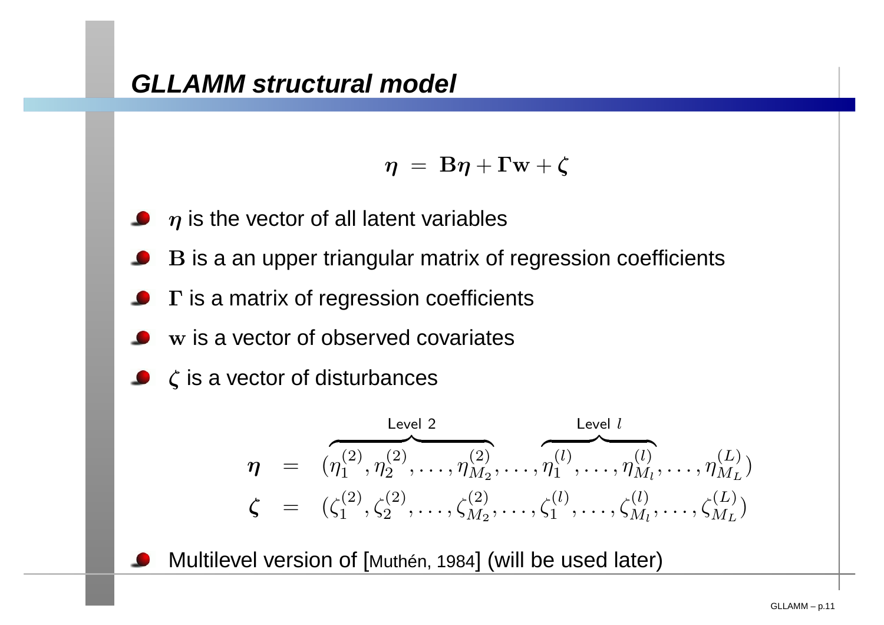## *GLLAMM structural model*

$$\boldsymbol{\eta} \;=\; \mathbf{B}\boldsymbol{\eta} + \boldsymbol{\Gamma}\mathbf{w} + \boldsymbol{\zeta}$$

- $\boldsymbol{\eta}$ is the vector of all latent variables
- $\mathbf{B}$ is a an upper triangular matrix of regression coefficients
- $\boldsymbol{\Gamma}$ is a matrix of regression coefficients
- $\mathbf{w}$ is a vector of observed covariates
- $\boldsymbol{\zeta}$ is a vector of disturbances

$$\begin{aligned}
\boldsymbol{\eta} &= (\overbrace{\eta_1^{(2)}, \eta_2^{(2)}, \ldots, \eta_{M_2}^{(2)}}^{\text{Level 2}}, \ldots, \overbrace{\eta_1^{(l)}, \ldots, \eta_{M_l}^{(l)}}^{\text{Level } l}, \ldots, \eta_{M_L}^{(L)}) \\
\boldsymbol{\zeta} &= (\zeta_1^{(2)}, \zeta_2^{(2)}, \ldots, \zeta_{M_2}^{(2)}, \ldots, \zeta_1^{(l)}, \ldots, \zeta_{M_l}^{(l)}, \ldots, \zeta_{M_L}^{(L)})
\end{aligned}$$

- Multilevel version of [Muthén, 1984] (will be used later)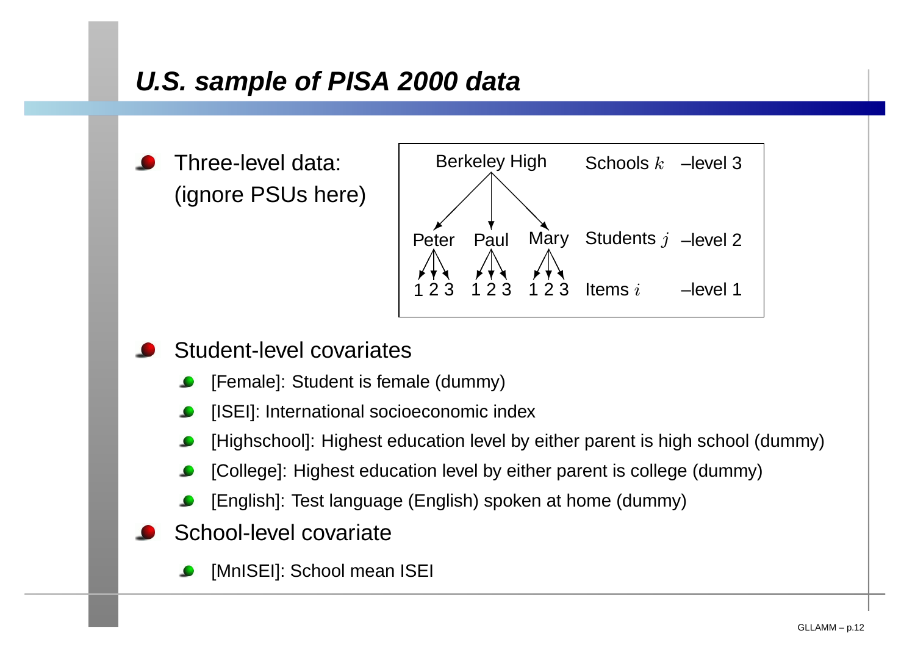## *U.S. sample of PISA 2000 data*

- Three-level data: (ignore PSUs here)

| Berkeley High | Schools $k$ | –level 3 |
|---|---|---|
| Peter, Paul, Mary | Students $j$ | –level 2 |
| 1 2 3, 1 2 3, 1 2 3 | Items $i$ | –level 1 |

- Student-level covariates
  - [Female]: Student is female (dummy)
  - [ISEI]: International socioeconomic index
  - [Highschool]: Highest education level by either parent is high school (dummy)
  - [College]: Highest education level by either parent is college (dummy)
  - [English]: Test language (English) spoken at home (dummy)
- School-level covariate
  - [MnISEI]: School mean ISEI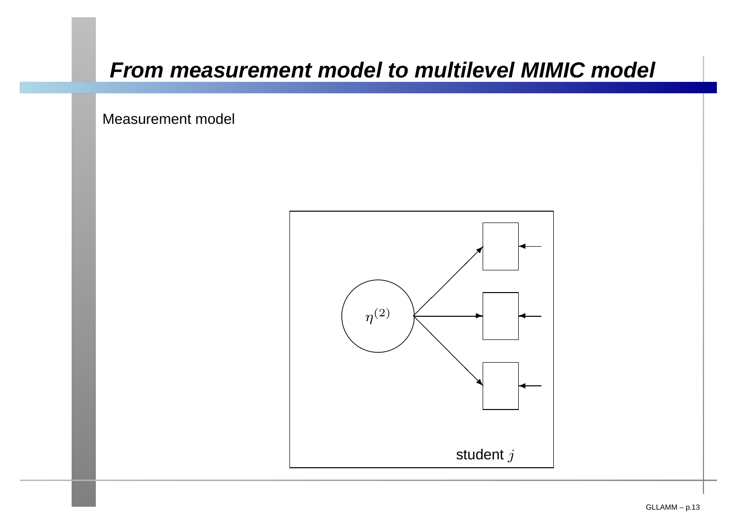# From measurement model to multilevel MIMIC model

Measurement model

$\eta^{(2)}$

student $j$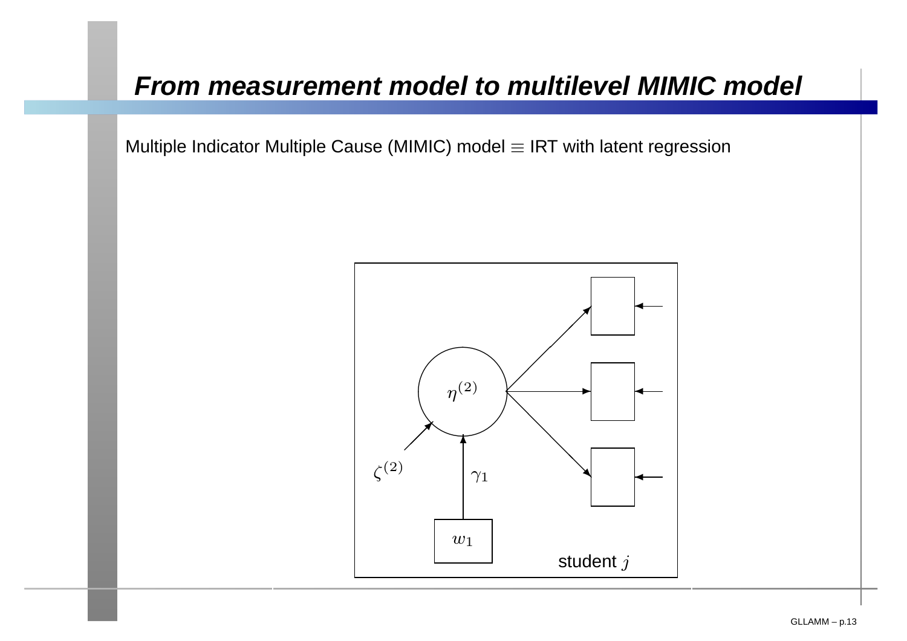# From measurement model to multilevel MIMIC model

Multiple Indicator Multiple Cause (MIMIC) model $\equiv$ IRT with latent regression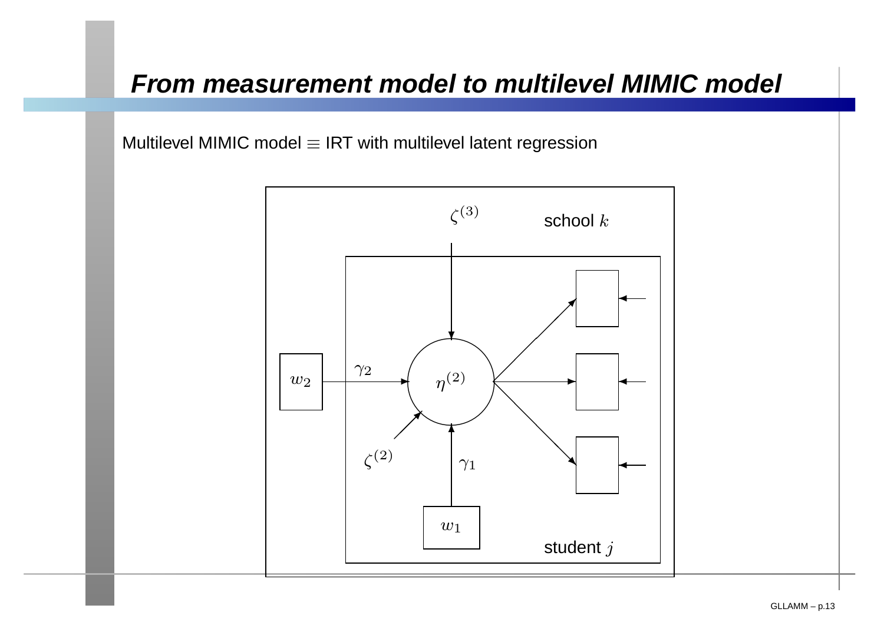# From measurement model to multilevel MIMIC model

Multilevel MIMIC model $\equiv$ IRT with multilevel latent regression

$\zeta^{(3)}$ school $k$

$w_2$ $\gamma_2$ $\eta^{(2)}$

$\zeta^{(2)}$ $\gamma_1$

$w_1$ student $j$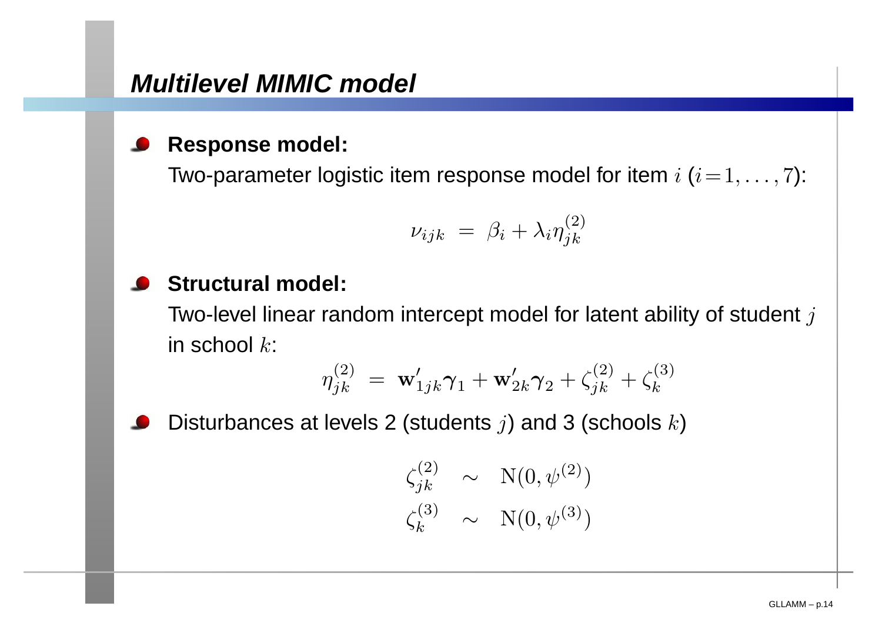## Multilevel MIMIC model

- **Response model:**

  Two-parameter logistic item response model for item $i$ ($i=1,\ldots,7$):

$$\nu_{ijk} \;=\; \beta_i + \lambda_i \eta_{jk}^{(2)}$$

- **Structural model:**

  Two-level linear random intercept model for latent ability of student $j$ in school $k$:

$$\eta_{jk}^{(2)} \;=\; \mathbf{w}'_{1jk}\boldsymbol{\gamma}_1 + \mathbf{w}'_{2k}\boldsymbol{\gamma}_2 + \zeta_{jk}^{(2)} + \zeta_k^{(3)}$$

- Disturbances at levels 2 (students $j$) and 3 (schools $k$)

$$\begin{aligned}
\zeta_{jk}^{(2)} &\sim \mathrm{N}(0, \psi^{(2)}) \\
\zeta_k^{(3)} &\sim \mathrm{N}(0, \psi^{(3)})
\end{aligned}$$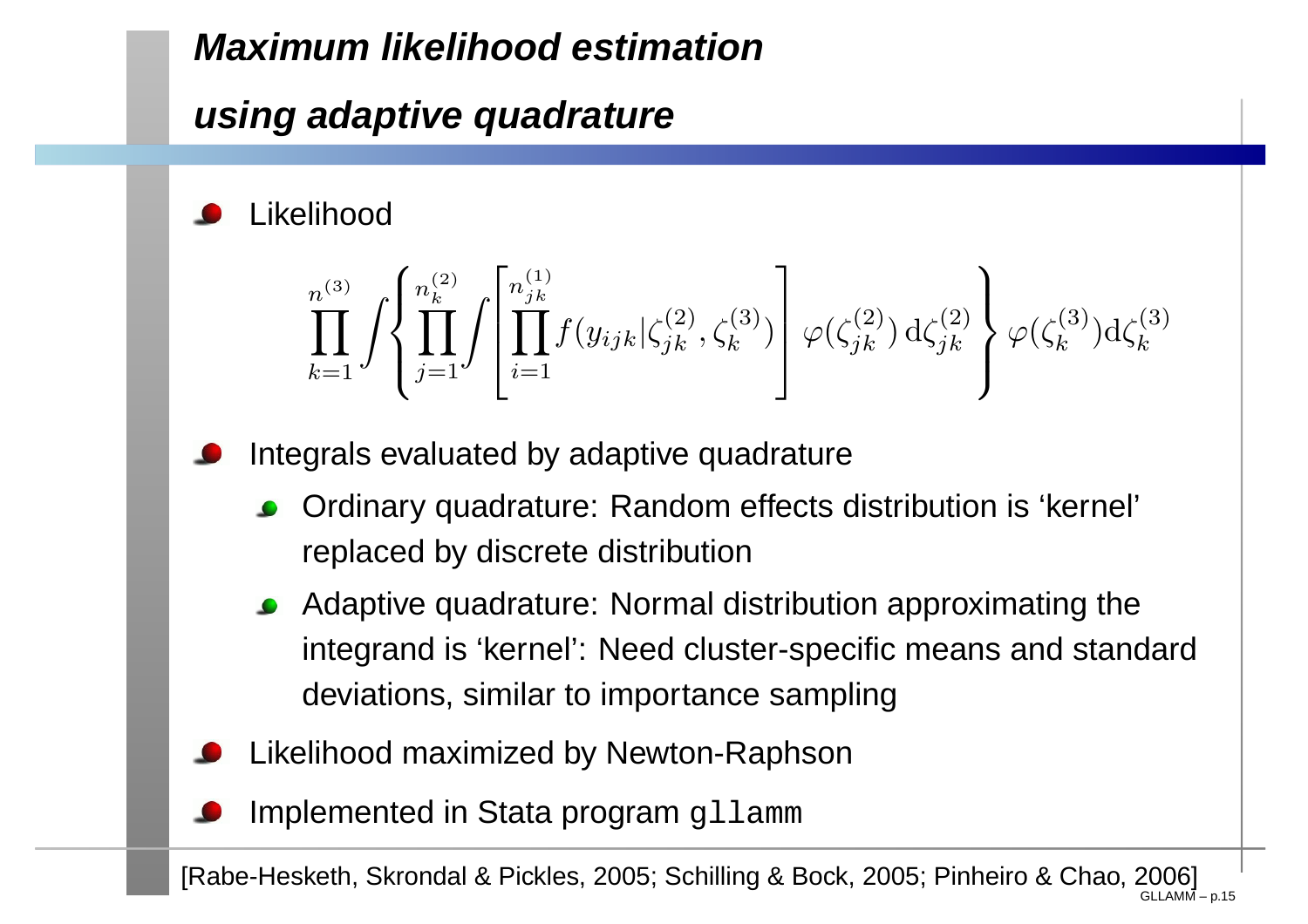# Maximum likelihood estimation using adaptive quadrature

- Likelihood

$$\prod_{k=1}^{n^{(3)}} \int \left\{ \prod_{j=1}^{n_k^{(2)}} \int \left[ \prod_{i=1}^{n_{jk}^{(1)}} f(y_{ijk}|\zeta_{jk}^{(2)}, \zeta_k^{(3)}) \right] \varphi(\zeta_{jk}^{(2)})\, \mathrm{d}\zeta_{jk}^{(2)} \right\} \varphi(\zeta_k^{(3)}) \mathrm{d}\zeta_k^{(3)}$$

- Integrals evaluated by adaptive quadrature
  - Ordinary quadrature: Random effects distribution is 'kernel' replaced by discrete distribution
  - Adaptive quadrature: Normal distribution approximating the integrand is 'kernel': Need cluster-specific means and standard deviations, similar to importance sampling
- Likelihood maximized by Newton-Raphson
- Implemented in Stata program `gllamm`

[Rabe-Hesketh, Skrondal & Pickles, 2005; Schilling & Bock, 2005; Pinheiro & Chao, 2006]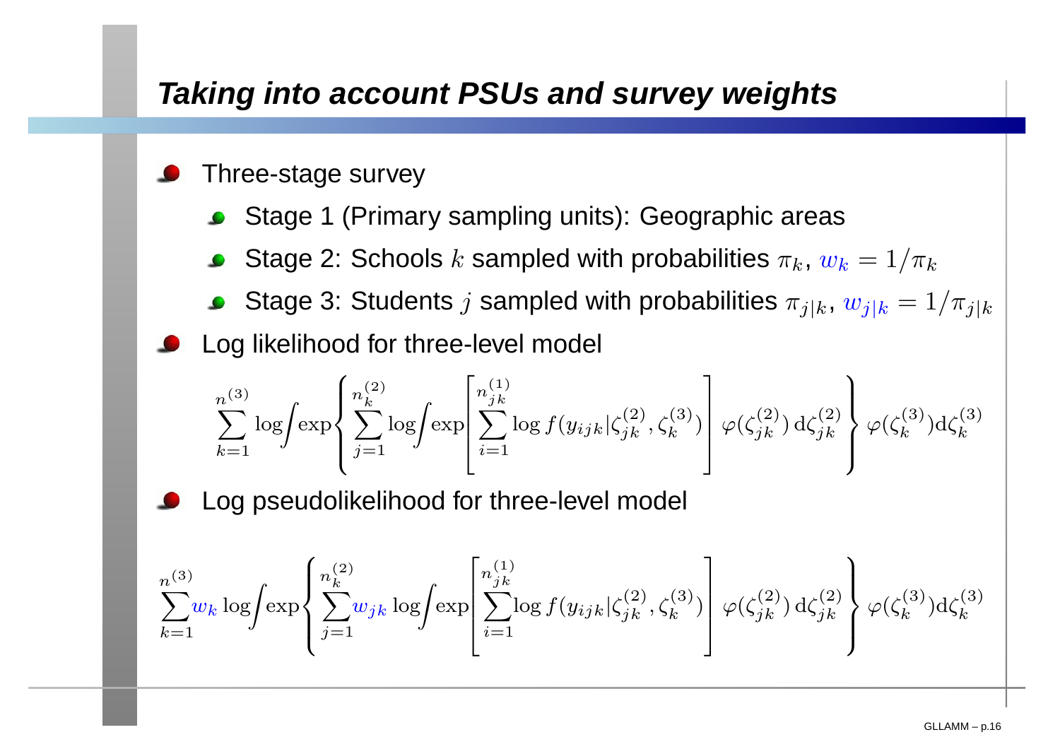## Taking into account PSUs and survey weights

- Three-stage survey
  - Stage 1 (Primary sampling units): Geographic areas
  - Stage 2: Schools $k$ sampled with probabilities $\pi_k$, $w_k = 1/\pi_k$
  - Stage 3: Students $j$ sampled with probabilities $\pi_{j|k}$, $w_{j|k} = 1/\pi_{j|k}$
- Log likelihood for three-level model

$$\sum_{k=1}^{n^{(3)}} \log \int \exp \left\{ \sum_{j=1}^{n_k^{(2)}} \log \int \exp \left[ \sum_{i=1}^{n_{jk}^{(1)}} \log f(y_{ijk}|\zeta_{jk}^{(2)}, \zeta_k^{(3)}) \right] \varphi(\zeta_{jk}^{(2)})\, \mathrm{d}\zeta_{jk}^{(2)} \right\} \varphi(\zeta_k^{(3)}) \mathrm{d}\zeta_k^{(3)}$$

- Log pseudolikelihood for three-level model

$$\sum_{k=1}^{n^{(3)}} w_k \log \int \exp \left\{ \sum_{j=1}^{n_k^{(2)}} w_{jk} \log \int \exp \left[ \sum_{i=1}^{n_{jk}^{(1)}} \log f(y_{ijk}|\zeta_{jk}^{(2)}, \zeta_k^{(3)}) \right] \varphi(\zeta_{jk}^{(2)})\, \mathrm{d}\zeta_{jk}^{(2)} \right\} \varphi(\zeta_k^{(3)}) \mathrm{d}\zeta_k^{(3)}$$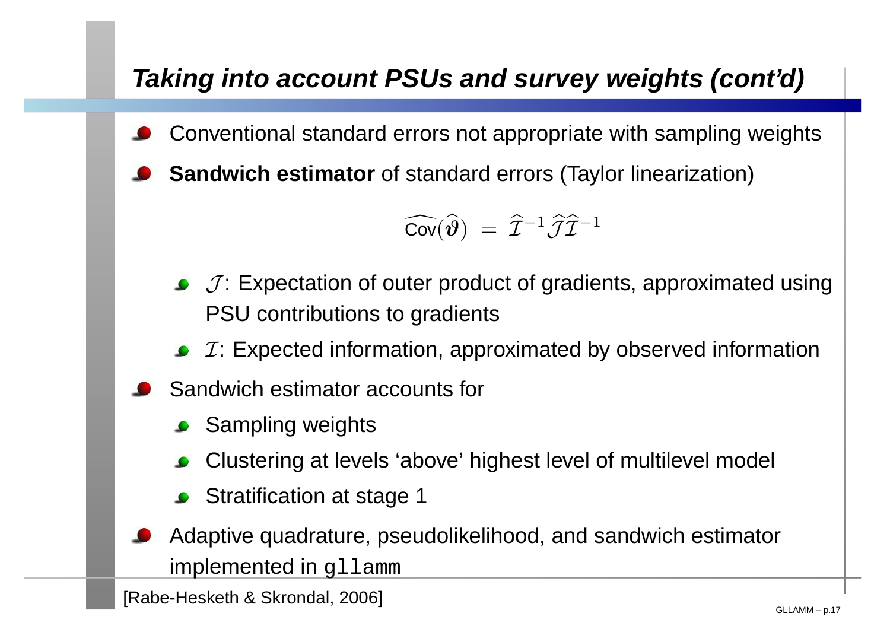## *Taking into account PSUs and survey weights (cont'd)*

- Conventional standard errors not appropriate with sampling weights
- **Sandwich estimator** of standard errors (Taylor linearization)

$$\widehat{\text{Cov}}(\widehat{\boldsymbol{\vartheta}}) \;=\; \widehat{\mathcal{I}}^{-1}\widehat{\mathcal{J}}\widehat{\mathcal{I}}^{-1}$$

  - $\mathcal{J}$: Expectation of outer product of gradients, approximated using PSU contributions to gradients
  - $\mathcal{I}$: Expected information, approximated by observed information
- Sandwich estimator accounts for
  - Sampling weights
  - Clustering at levels 'above' highest level of multilevel model
  - Stratification at stage 1
- Adaptive quadrature, pseudolikelihood, and sandwich estimator implemented in `gllamm`

[Rabe-Hesketh & Skrondal, 2006]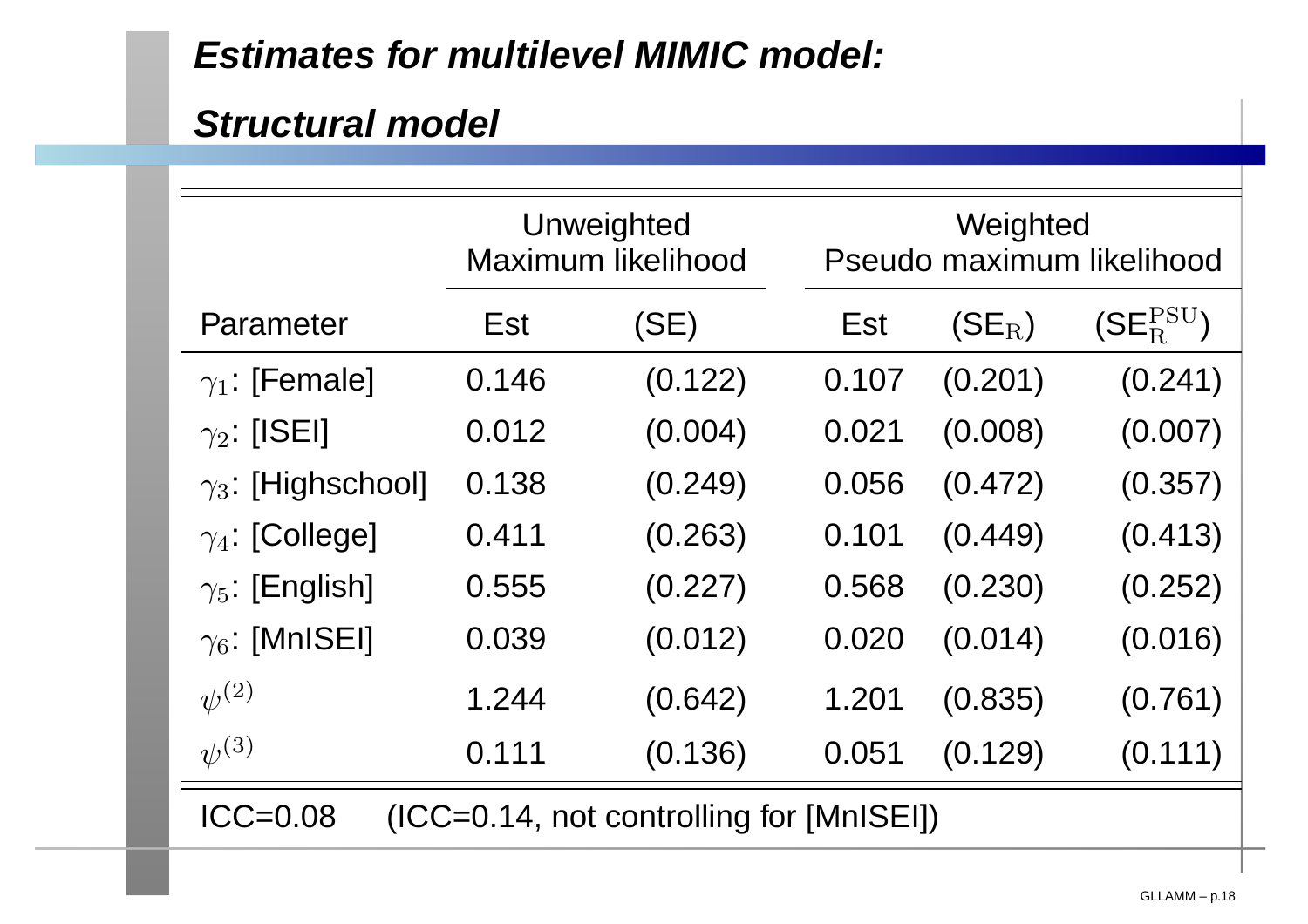## *Estimates for multilevel MIMIC model:*

## *Structural model*

| | Unweighted Maximum likelihood | | Weighted Pseudo maximum likelihood | | |
|---|---|---|---|---|---|
| Parameter | Est | (SE) | Est | ($SE_{R}$) | ($SE_{R}^{PSU}$) |
| $\gamma_1$: [Female] | 0.146 | (0.122) | 0.107 | (0.201) | (0.241) |
| $\gamma_2$: [ISEI] | 0.012 | (0.004) | 0.021 | (0.008) | (0.007) |
| $\gamma_3$: [Highschool] | 0.138 | (0.249) | 0.056 | (0.472) | (0.357) |
| $\gamma_4$: [College] | 0.411 | (0.263) | 0.101 | (0.449) | (0.413) |
| $\gamma_5$: [English] | 0.555 | (0.227) | 0.568 | (0.230) | (0.252) |
| $\gamma_6$: [MnISEI] | 0.039 | (0.012) | 0.020 | (0.014) | (0.016) |
| $\psi^{(2)}$ | 1.244 | (0.642) | 1.201 | (0.835) | (0.761) |
| $\psi^{(3)}$ | 0.111 | (0.136) | 0.051 | (0.129) | (0.111) |

ICC=0.08 (ICC=0.14, not controlling for [MnISEI])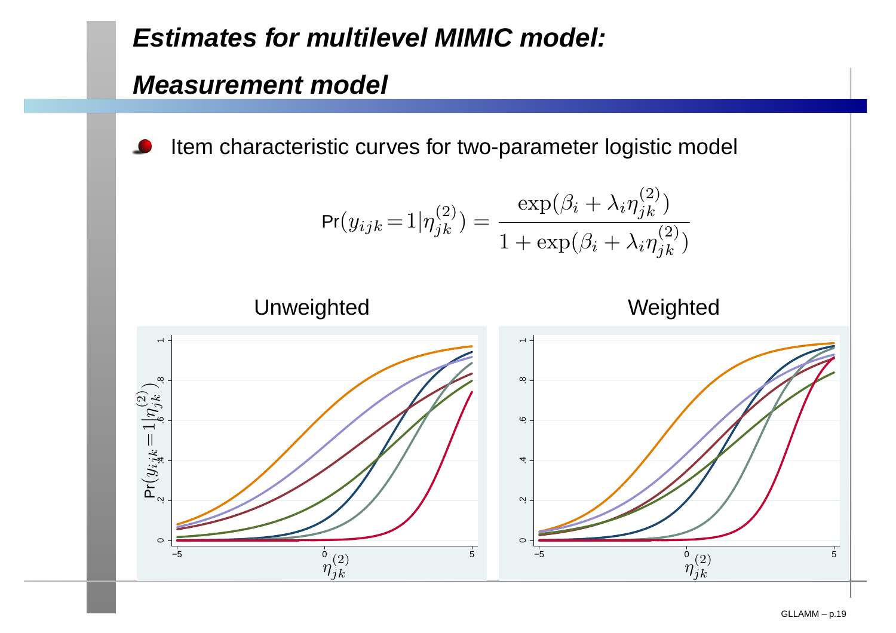# Estimates for multilevel MIMIC model:

## Measurement model

- Item characteristic curves for two-parameter logistic model

$$\Pr(y_{ijk}=1|\eta_{jk}^{(2)}) = \frac{\exp(\beta_i + \lambda_i \eta_{jk}^{(2)})}{1+\exp(\beta_i + \lambda_i \eta_{jk}^{(2)})}$$

Unweighted

Weighted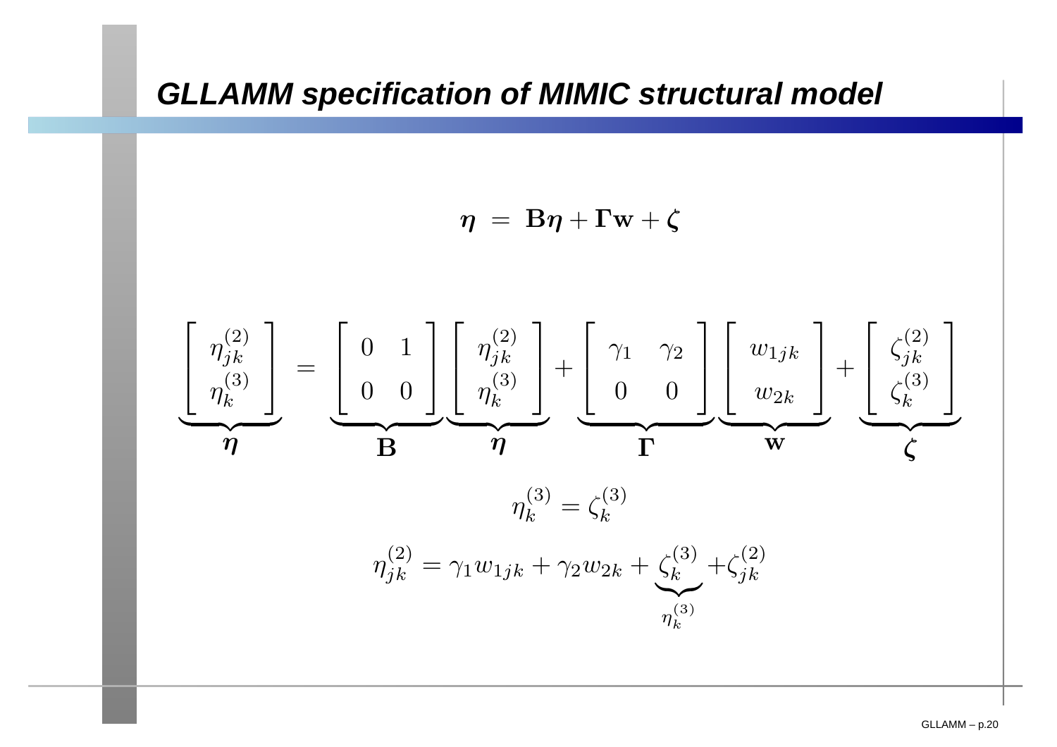# GLLAMM specification of MIMIC structural model

$$\boldsymbol{\eta} \;=\; \mathbf{B}\boldsymbol{\eta} + \boldsymbol{\Gamma}\mathbf{w} + \boldsymbol{\zeta}$$

$$\underbrace{\begin{bmatrix} \eta_{jk}^{(2)} \\ \eta_{k}^{(3)} \end{bmatrix}}_{\boldsymbol{\eta}} = \underbrace{\begin{bmatrix} 0 & 1 \\ 0 & 0 \end{bmatrix}}_{\mathbf{B}} \underbrace{\begin{bmatrix} \eta_{jk}^{(2)} \\ \eta_{k}^{(3)} \end{bmatrix}}_{\boldsymbol{\eta}} + \underbrace{\begin{bmatrix} \gamma_1 & \gamma_2 \\ 0 & 0 \end{bmatrix}}_{\boldsymbol{\Gamma}} \underbrace{\begin{bmatrix} w_{1jk} \\ w_{2k} \end{bmatrix}}_{\mathbf{w}} + \underbrace{\begin{bmatrix} \zeta_{jk}^{(2)} \\ \zeta_{k}^{(3)} \end{bmatrix}}_{\boldsymbol{\zeta}}$$

$$\eta_k^{(3)} = \zeta_k^{(3)}$$

$$\eta_{jk}^{(2)} = \gamma_1 w_{1jk} + \gamma_2 w_{2k} + \underbrace{\zeta_k^{(3)}}_{\eta_k^{(3)}} + \zeta_{jk}^{(2)}$$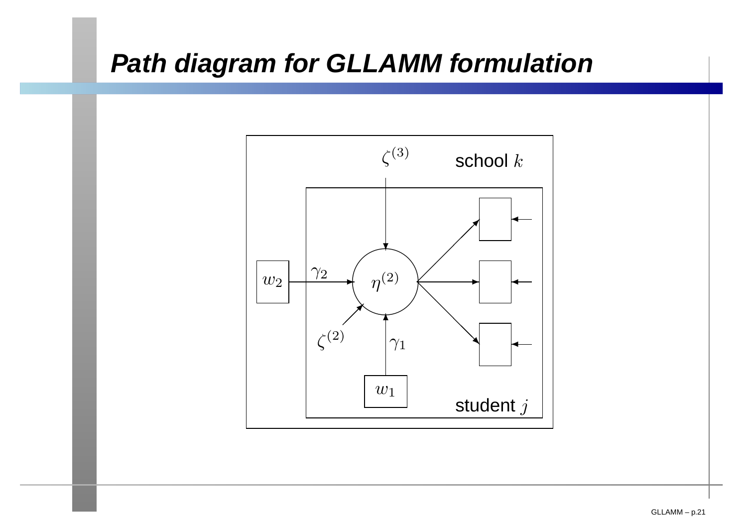# Path diagram for GLLAMM formulation

$\zeta^{(3)}$ school $k$

$w_2$ $\gamma_2$ $\eta^{(2)}$

$\zeta^{(2)}$ $\gamma_1$

$w_1$ student $j$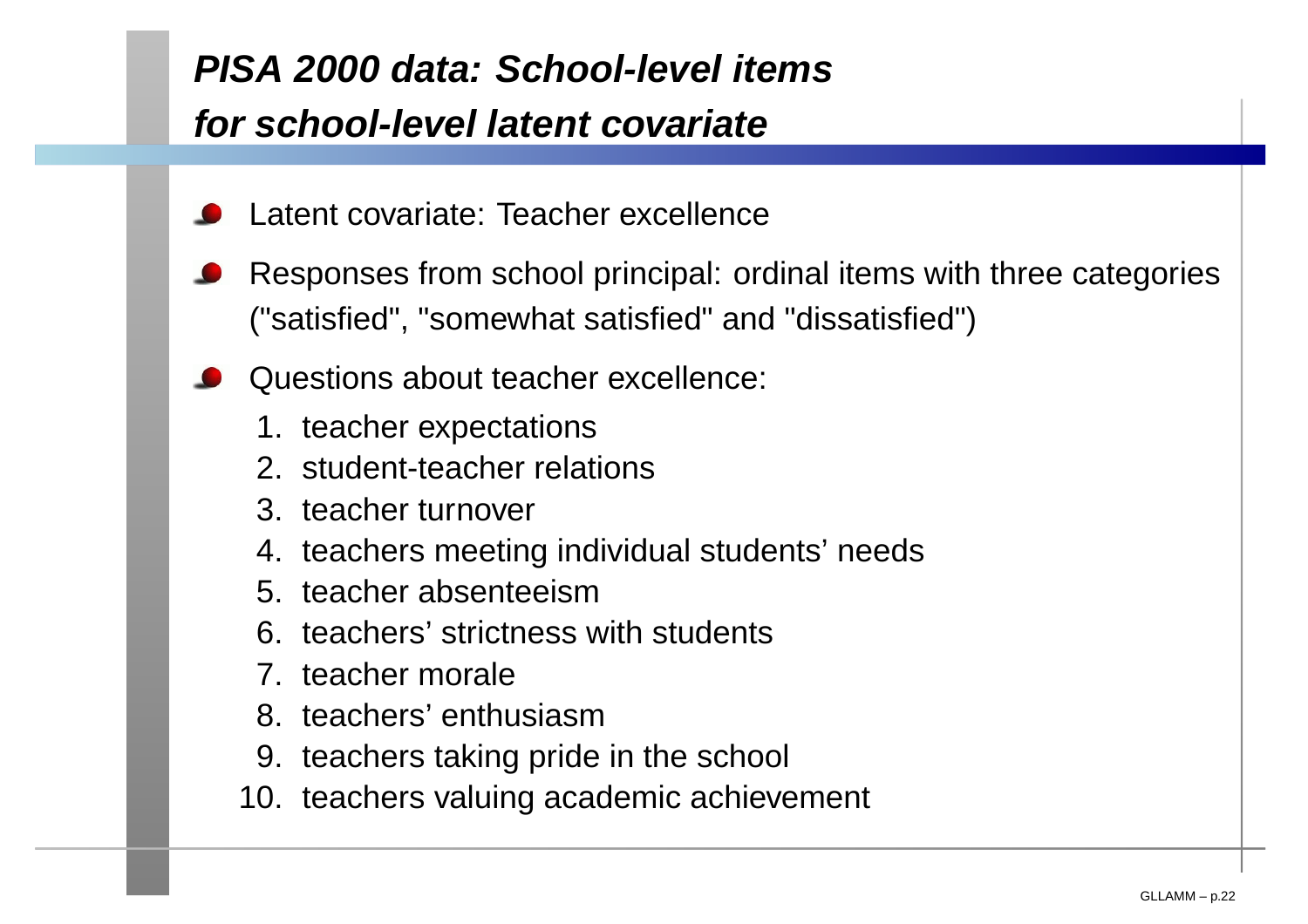## *PISA 2000 data: School-level items for school-level latent covariate*

- Latent covariate: Teacher excellence
- Responses from school principal: ordinal items with three categories ("satisfied", "somewhat satisfied" and "dissatisfied")
- Questions about teacher excellence:
  1. teacher expectations
  2. student-teacher relations
  3. teacher turnover
  4. teachers meeting individual students' needs
  5. teacher absenteeism
  6. teachers' strictness with students
  7. teacher morale
  8. teachers' enthusiasm
  9. teachers taking pride in the school
  10. teachers valuing academic achievement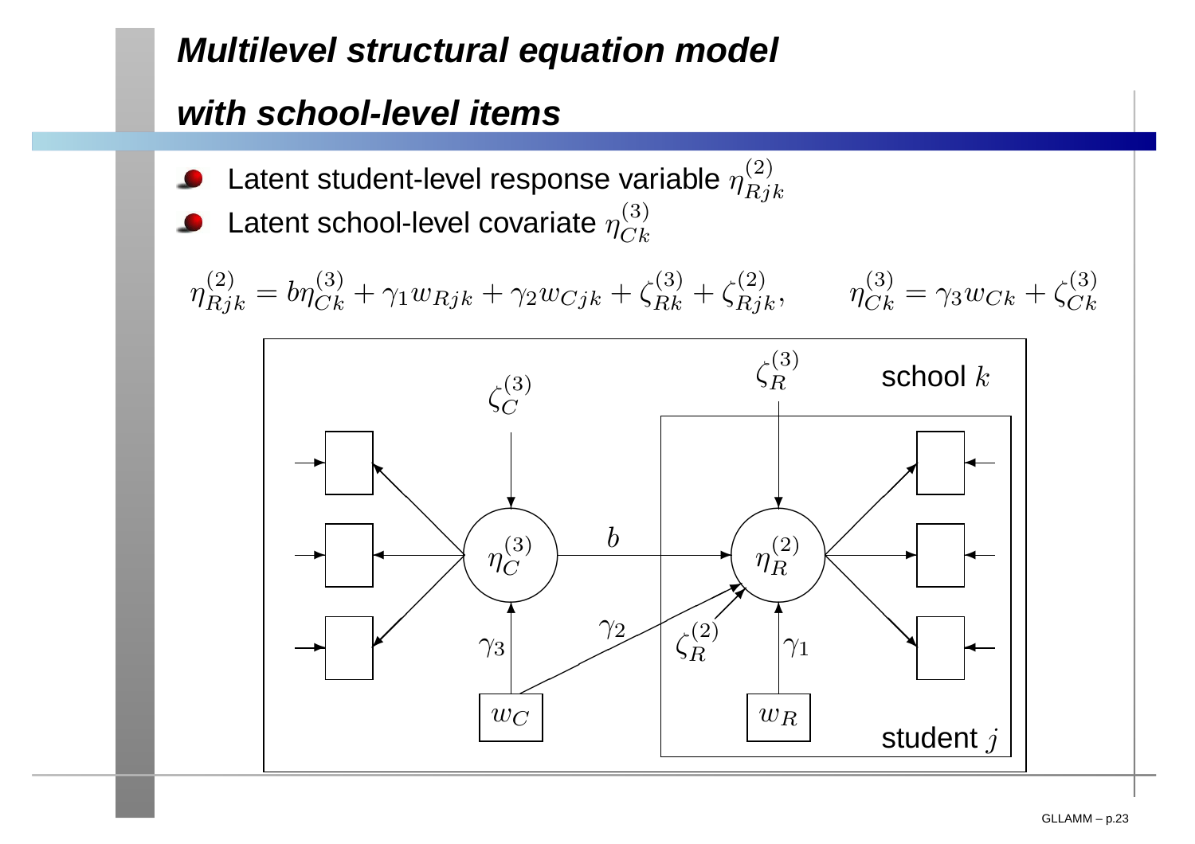# Multilevel structural equation model with school-level items

- Latent student-level response variable $\eta^{(2)}_{Rjk}$
- Latent school-level covariate $\eta^{(3)}_{Ck}$

$$\eta^{(2)}_{Rjk} = b\eta^{(3)}_{Ck} + \gamma_1 w_{Rjk} + \gamma_2 w_{Cjk} + \zeta^{(3)}_{Rk} + \zeta^{(2)}_{Rjk}, \qquad \eta^{(3)}_{Ck} = \gamma_3 w_{Ck} + \zeta^{(3)}_{Ck}$$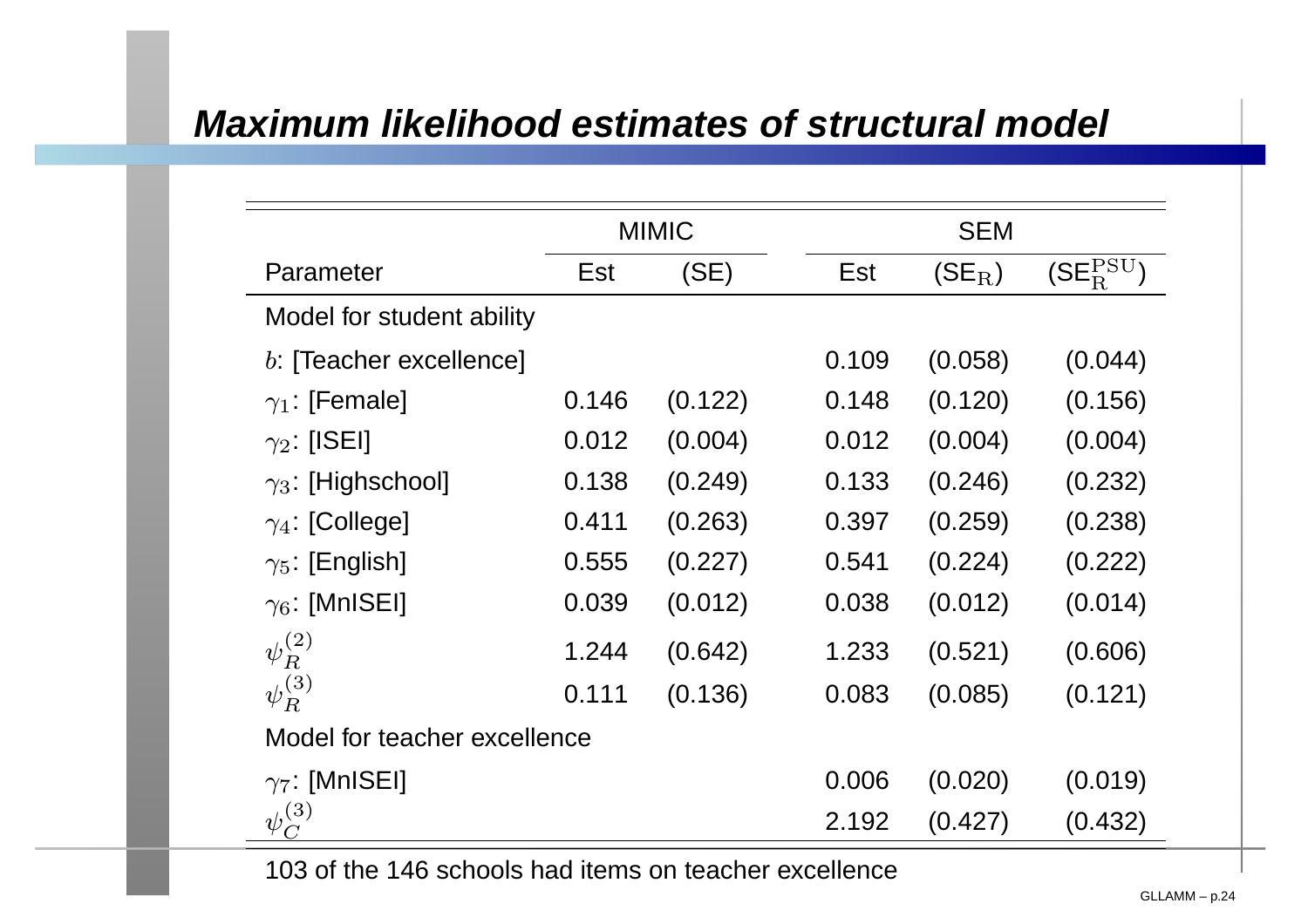# Maximum likelihood estimates of structural model

| | MIMIC | | SEM | | |
|---|---|---|---|---|---|
| Parameter | Est | (SE) | Est | ($\text{SE}_\text{R}$) | ($\text{SE}_\text{R}^\text{PSU}$) |
| Model for student ability | | | | | |
| $b$: [Teacher excellence] | | | 0.109 | (0.058) | (0.044) |
| $\gamma_1$: [Female] | 0.146 | (0.122) | 0.148 | (0.120) | (0.156) |
| $\gamma_2$: [ISEI] | 0.012 | (0.004) | 0.012 | (0.004) | (0.004) |
| $\gamma_3$: [Highschool] | 0.138 | (0.249) | 0.133 | (0.246) | (0.232) |
| $\gamma_4$: [College] | 0.411 | (0.263) | 0.397 | (0.259) | (0.238) |
| $\gamma_5$: [English] | 0.555 | (0.227) | 0.541 | (0.224) | (0.222) |
| $\gamma_6$: [MnISEI] | 0.039 | (0.012) | 0.038 | (0.012) | (0.014) |
| $\psi_R^{(2)}$ | 1.244 | (0.642) | 1.233 | (0.521) | (0.606) |
| $\psi_R^{(3)}$ | 0.111 | (0.136) | 0.083 | (0.085) | (0.121) |
| Model for teacher excellence | | | | | |
| $\gamma_7$: [MnISEI] | | | 0.006 | (0.020) | (0.019) |
| $\psi_C^{(3)}$ | | | 2.192 | (0.427) | (0.432) |

103 of the 146 schools had items on teacher excellence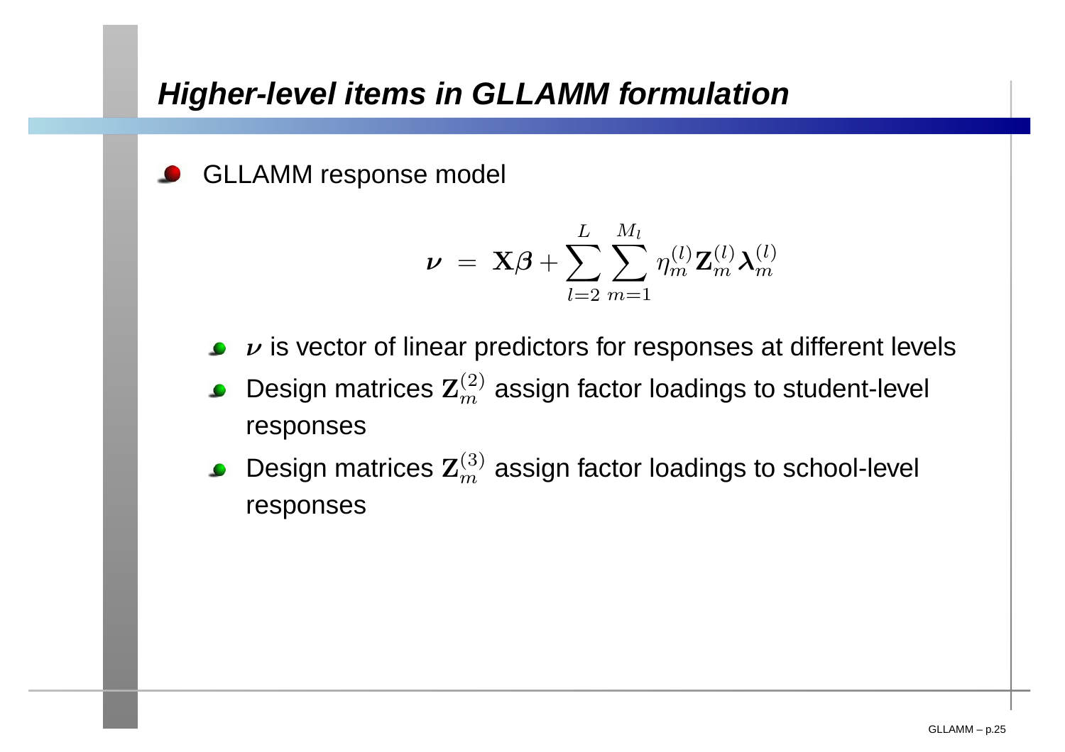## Higher-level items in GLLAMM formulation

- GLLAMM response model

$$\boldsymbol{\nu} \;=\; \mathbf{X}\boldsymbol{\beta} + \sum_{l=2}^{L}\sum_{m=1}^{M_l} \eta_m^{(l)} \mathbf{Z}_m^{(l)} \boldsymbol{\lambda}_m^{(l)}$$

  - $\boldsymbol{\nu}$ is vector of linear predictors for responses at different levels
  - Design matrices $\mathbf{Z}_m^{(2)}$ assign factor loadings to student-level responses
  - Design matrices $\mathbf{Z}_m^{(3)}$ assign factor loadings to school-level responses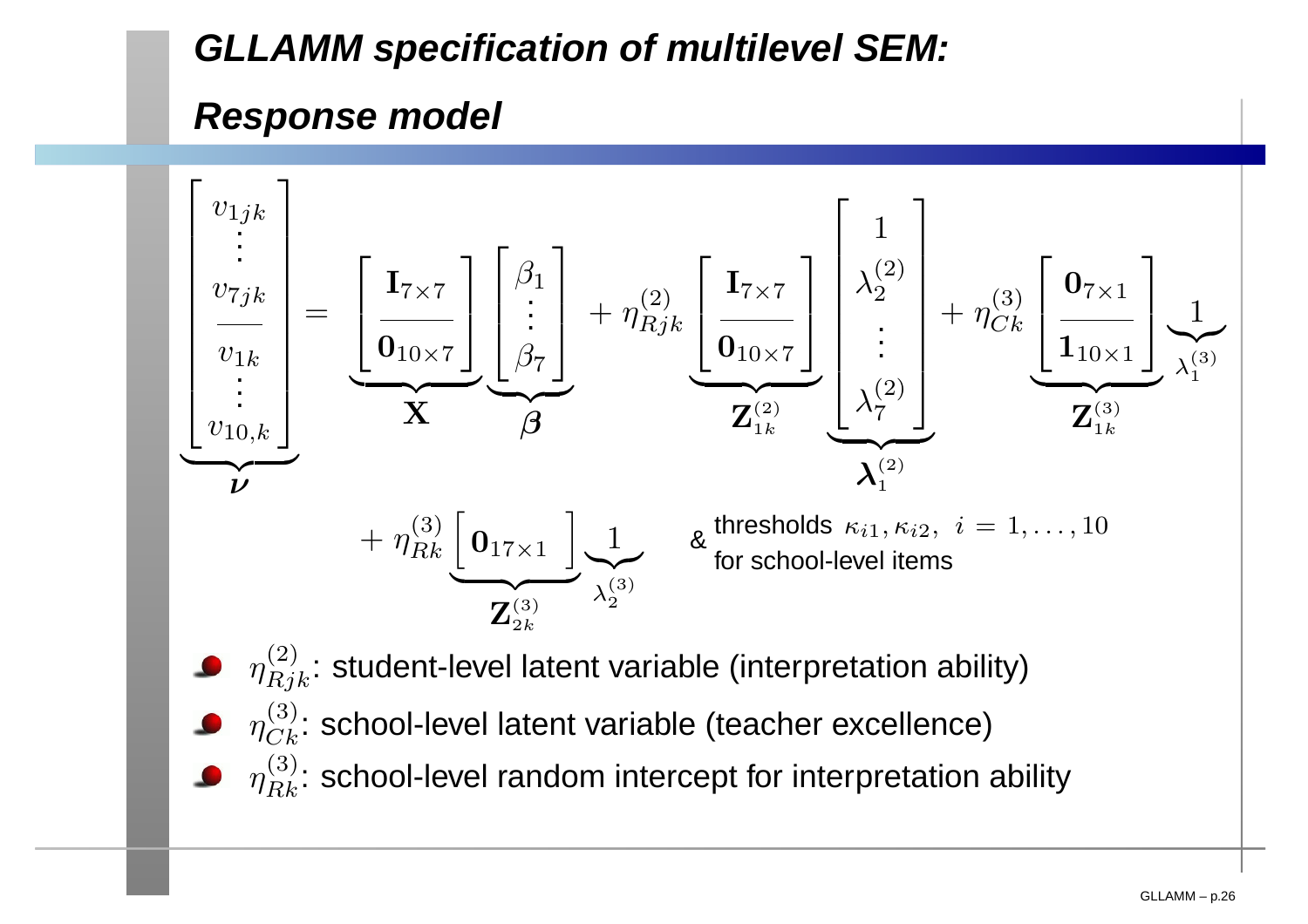## GLLAMM specification of multilevel SEM:

## Response model

$$
\underbrace{\begin{bmatrix} \nu_{1jk} \\ \vdots \\ \nu_{7jk} \\ \hline \nu_{1k} \\ \vdots \\ \nu_{10,k} \end{bmatrix}}_{\boldsymbol{\nu}} = \underbrace{\begin{bmatrix} \mathbf{I}_{7\times 7} \\ \hline \mathbf{0}_{10\times 7} \end{bmatrix}}_{\mathbf{X}} \underbrace{\begin{bmatrix} \beta_1 \\ \vdots \\ \beta_7 \end{bmatrix}}_{\boldsymbol{\beta}} + \eta^{(2)}_{Rjk} \underbrace{\begin{bmatrix} \mathbf{I}_{7\times 7} \\ \hline \mathbf{0}_{10\times 7} \end{bmatrix}}_{\mathbf{Z}^{(2)}_{1k}} \underbrace{\begin{bmatrix} 1 \\ \lambda^{(2)}_2 \\ \vdots \\ \lambda^{(2)}_7 \end{bmatrix}}_{\boldsymbol{\lambda}^{(2)}_1} + \eta^{(3)}_{Ck} \underbrace{\begin{bmatrix} \mathbf{0}_{7\times 1} \\ \hline \mathbf{1}_{10\times 1} \end{bmatrix}}_{\mathbf{Z}^{(3)}_{1k}} \underbrace{1}_{\lambda^{(3)}_1}
$$

$$
+ \eta^{(3)}_{Rk} \underbrace{\begin{bmatrix} \mathbf{0}_{17\times 1} \end{bmatrix}}_{\mathbf{Z}^{(3)}_{2k}} \underbrace{1}_{\lambda^{(3)}_2}
$$

& thresholds $\kappa_{i1}, \kappa_{i2},\ i = 1, \ldots, 10$ for school-level items

- $\eta^{(2)}_{Rjk}$: student-level latent variable (interpretation ability)
- $\eta^{(3)}_{Ck}$: school-level latent variable (teacher excellence)
- $\eta^{(3)}_{Rk}$: school-level random intercept for interpretation ability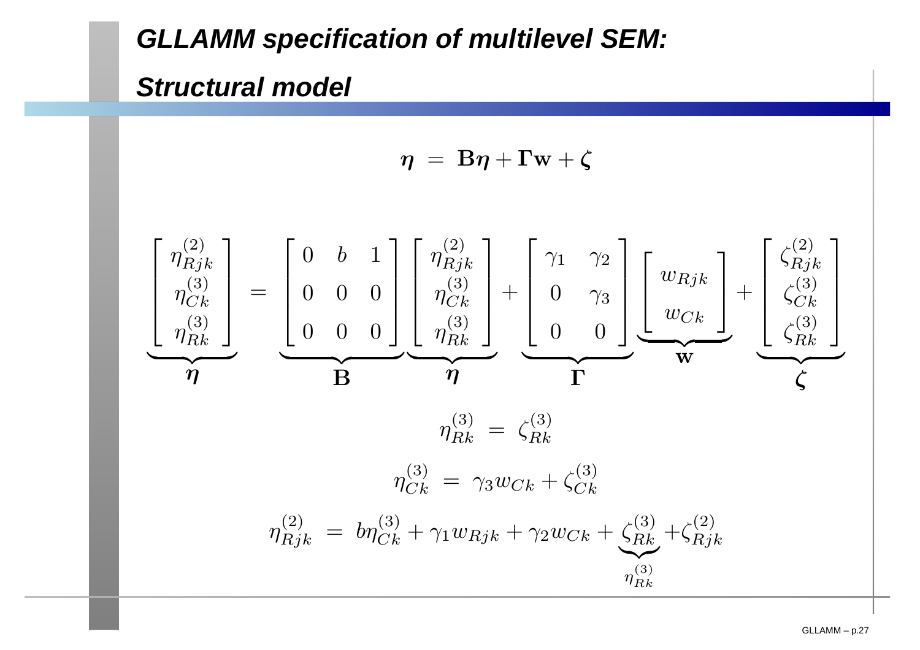# GLLAMM specification of multilevel SEM:

## Structural model

$$\boldsymbol{\eta} \;=\; \mathbf{B}\boldsymbol{\eta} + \boldsymbol{\Gamma}\mathbf{w} + \boldsymbol{\zeta}$$

$$\underbrace{\begin{bmatrix} \eta^{(2)}_{Rjk} \\ \eta^{(3)}_{Ck} \\ \eta^{(3)}_{Rk} \end{bmatrix}}_{\boldsymbol{\eta}} = \underbrace{\begin{bmatrix} 0 & b & 1 \\ 0 & 0 & 0 \\ 0 & 0 & 0 \end{bmatrix}}_{\mathbf{B}} \underbrace{\begin{bmatrix} \eta^{(2)}_{Rjk} \\ \eta^{(3)}_{Ck} \\ \eta^{(3)}_{Rk} \end{bmatrix}}_{\boldsymbol{\eta}} + \underbrace{\begin{bmatrix} \gamma_1 & \gamma_2 \\ 0 & \gamma_3 \\ 0 & 0 \end{bmatrix}}_{\boldsymbol{\Gamma}} \underbrace{\begin{bmatrix} w_{Rjk} \\ w_{Ck} \end{bmatrix}}_{\mathbf{w}} + \underbrace{\begin{bmatrix} \zeta^{(2)}_{Rjk} \\ \zeta^{(3)}_{Ck} \\ \zeta^{(3)}_{Rk} \end{bmatrix}}_{\boldsymbol{\zeta}}$$

$$\eta^{(3)}_{Rk} \;=\; \zeta^{(3)}_{Rk}$$

$$\eta^{(3)}_{Ck} \;=\; \gamma_3 w_{Ck} + \zeta^{(3)}_{Ck}$$

$$\eta^{(2)}_{Rjk} \;=\; b\eta^{(3)}_{Ck} + \gamma_1 w_{Rjk} + \gamma_2 w_{Ck} + \underbrace{\zeta^{(3)}_{Rk}}_{\eta^{(3)}_{Rk}} + \zeta^{(2)}_{Rjk}$$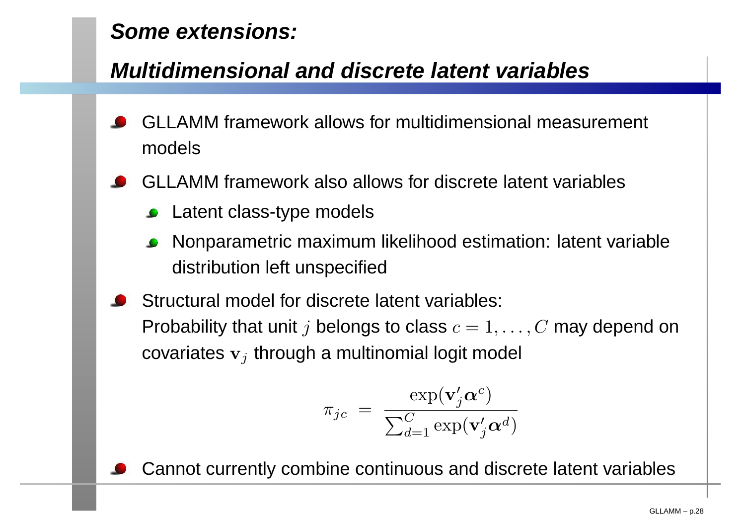## Some extensions:

## Multidimensional and discrete latent variables

- GLLAMM framework allows for multidimensional measurement models
- GLLAMM framework also allows for discrete latent variables
  - Latent class-type models
  - Nonparametric maximum likelihood estimation: latent variable distribution left unspecified
- Structural model for discrete latent variables:
  Probability that unit $j$ belongs to class $c = 1, \ldots, C$ may depend on covariates $\mathbf{v}_j$ through a multinomial logit model

$$\pi_{jc} \;=\; \frac{\exp(\mathbf{v}_j' \boldsymbol{\alpha}^c)}{\sum_{d=1}^{C} \exp(\mathbf{v}_j' \boldsymbol{\alpha}^d)}$$

- Cannot currently combine continuous and discrete latent variables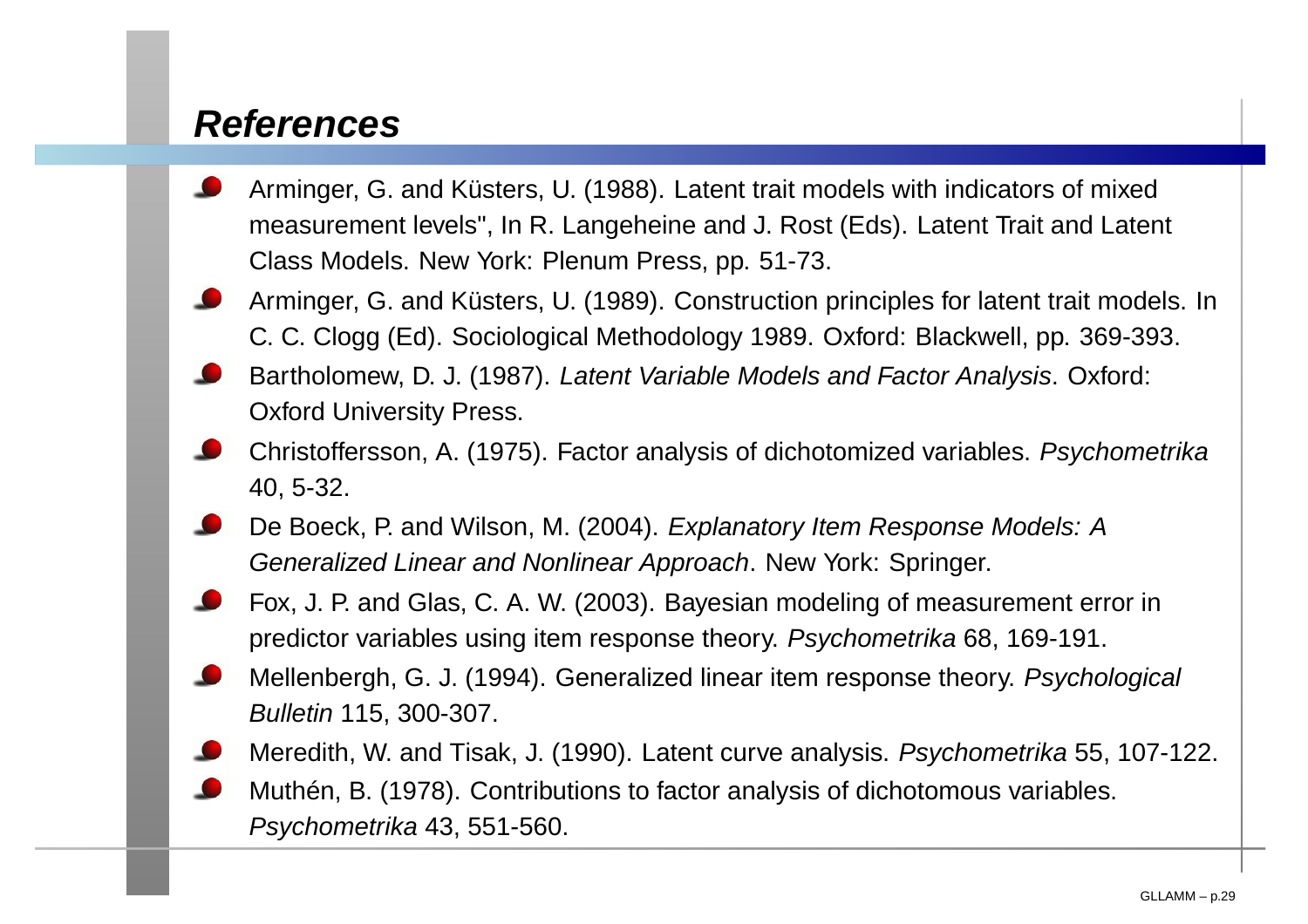## *References*

- Arminger, G. and Küsters, U. (1988). Latent trait models with indicators of mixed measurement levels", In R. Langeheine and J. Rost (Eds). Latent Trait and Latent Class Models. New York: Plenum Press, pp. 51-73.
- Arminger, G. and Küsters, U. (1989). Construction principles for latent trait models. In C. C. Clogg (Ed). Sociological Methodology 1989. Oxford: Blackwell, pp. 369-393.
- Bartholomew, D. J. (1987). *Latent Variable Models and Factor Analysis*. Oxford: Oxford University Press.
- Christoffersson, A. (1975). Factor analysis of dichotomized variables. *Psychometrika* 40, 5-32.
- De Boeck, P. and Wilson, M. (2004). *Explanatory Item Response Models: A Generalized Linear and Nonlinear Approach*. New York: Springer.
- Fox, J. P. and Glas, C. A. W. (2003). Bayesian modeling of measurement error in predictor variables using item response theory. *Psychometrika* 68, 169-191.
- Mellenbergh, G. J. (1994). Generalized linear item response theory. *Psychological Bulletin* 115, 300-307.
- Meredith, W. and Tisak, J. (1990). Latent curve analysis. *Psychometrika* 55, 107-122.
- Muthén, B. (1978). Contributions to factor analysis of dichotomous variables. *Psychometrika* 43, 551-560.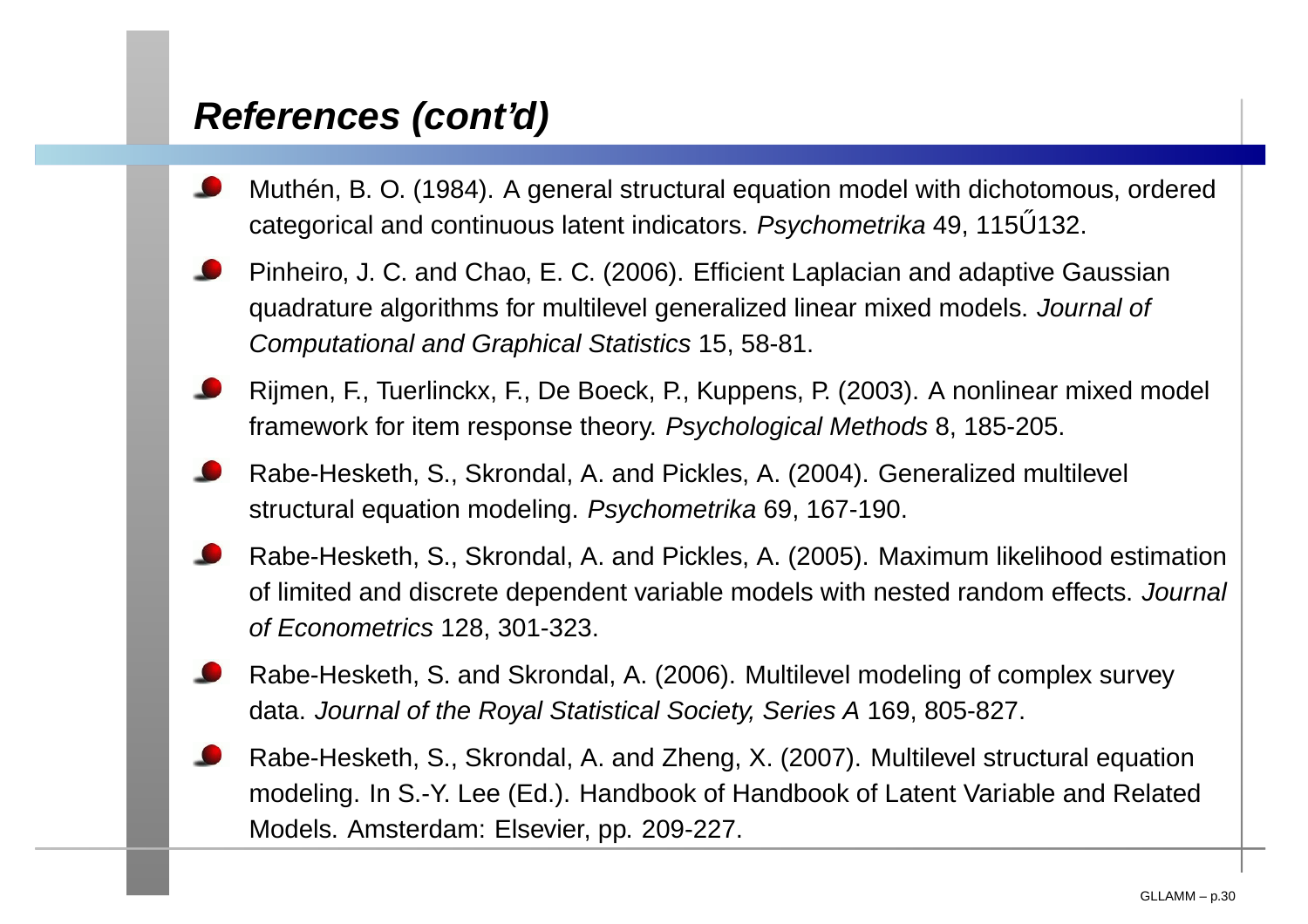## References (cont'd)

- Muthén, B. O. (1984). A general structural equation model with dichotomous, ordered categorical and continuous latent indicators. *Psychometrika* 49, 115Ű132.
- Pinheiro, J. C. and Chao, E. C. (2006). Efficient Laplacian and adaptive Gaussian quadrature algorithms for multilevel generalized linear mixed models. *Journal of Computational and Graphical Statistics* 15, 58-81.
- Rijmen, F., Tuerlinckx, F., De Boeck, P., Kuppens, P. (2003). A nonlinear mixed model framework for item response theory. *Psychological Methods* 8, 185-205.
- Rabe-Hesketh, S., Skrondal, A. and Pickles, A. (2004). Generalized multilevel structural equation modeling. *Psychometrika* 69, 167-190.
- Rabe-Hesketh, S., Skrondal, A. and Pickles, A. (2005). Maximum likelihood estimation of limited and discrete dependent variable models with nested random effects. *Journal of Econometrics* 128, 301-323.
- Rabe-Hesketh, S. and Skrondal, A. (2006). Multilevel modeling of complex survey data. *Journal of the Royal Statistical Society, Series A* 169, 805-827.
- Rabe-Hesketh, S., Skrondal, A. and Zheng, X. (2007). Multilevel structural equation modeling. In S.-Y. Lee (Ed.). Handbook of Handbook of Latent Variable and Related Models. Amsterdam: Elsevier, pp. 209-227.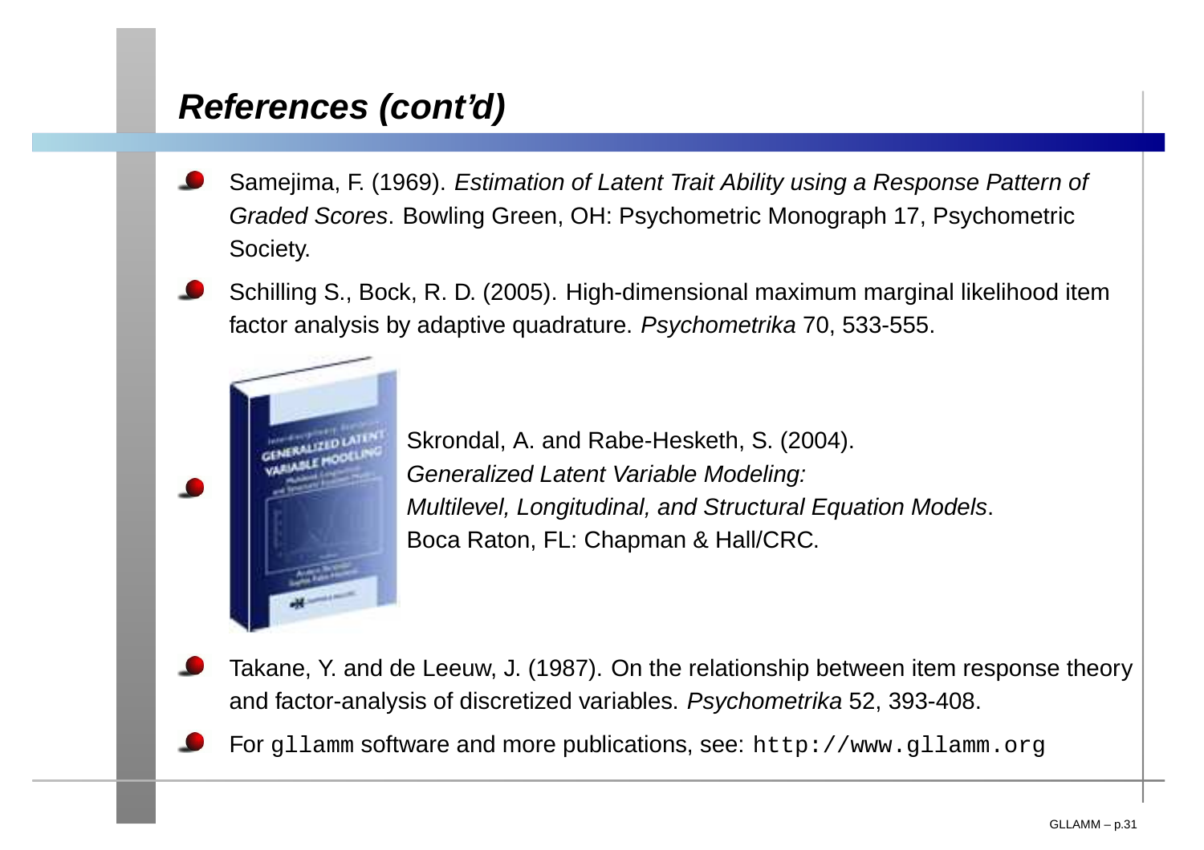## *References (cont'd)*

- Samejima, F. (1969). *Estimation of Latent Trait Ability using a Response Pattern of Graded Scores*. Bowling Green, OH: Psychometric Monograph 17, Psychometric Society.
- Schilling S., Bock, R. D. (2005). High-dimensional maximum marginal likelihood item factor analysis by adaptive quadrature. *Psychometrika* 70, 533-555.
- Skrondal, A. and Rabe-Hesketh, S. (2004). *Generalized Latent Variable Modeling: Multilevel, Longitudinal, and Structural Equation Models*. Boca Raton, FL: Chapman & Hall/CRC.
- Takane, Y. and de Leeuw, J. (1987). On the relationship between item response theory and factor-analysis of discretized variables. *Psychometrika* 52, 393-408.
- For `gllamm` software and more publications, see: `http://www.gllamm.org`